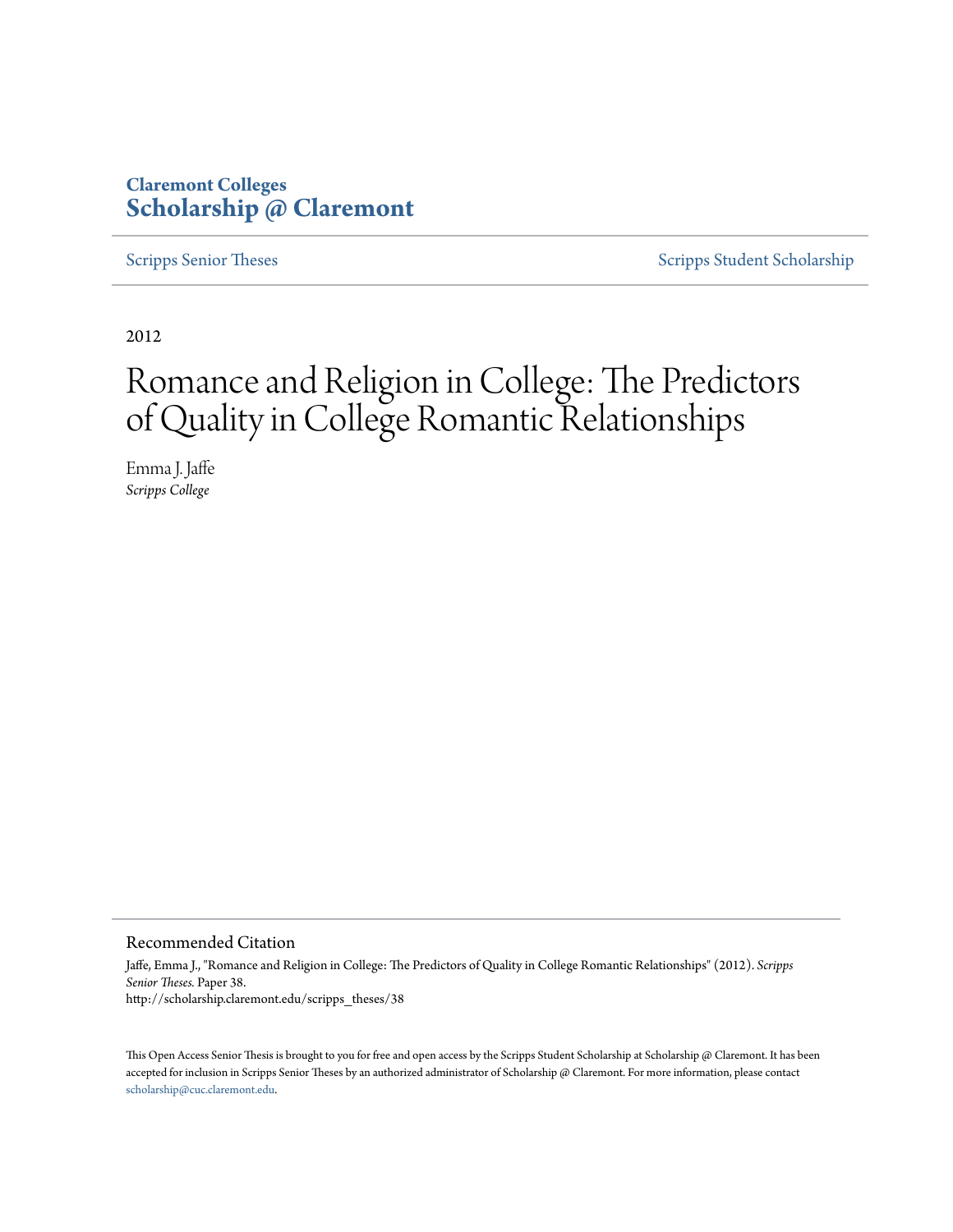Claremont Colleges
**Scholarship @ Claremont**

Scripps Senior Theses | Scripps Student Scholarship

2012

# Romance and Religion in College: The Predictors of Quality in College Romantic Relationships

Emma J. Jaffe
*Scripps College*

## Recommended Citation

Jaffe, Emma J., "Romance and Religion in College: The Predictors of Quality in College Romantic Relationships" (2012). *Scripps Senior Theses.* Paper 38.
http://scholarship.claremont.edu/scripps_theses/38

This Open Access Senior Thesis is brought to you for free and open access by the Scripps Student Scholarship at Scholarship @ Claremont. It has been accepted for inclusion in Scripps Senior Theses by an authorized administrator of Scholarship @ Claremont. For more information, please contact scholarship@cuc.claremont.edu.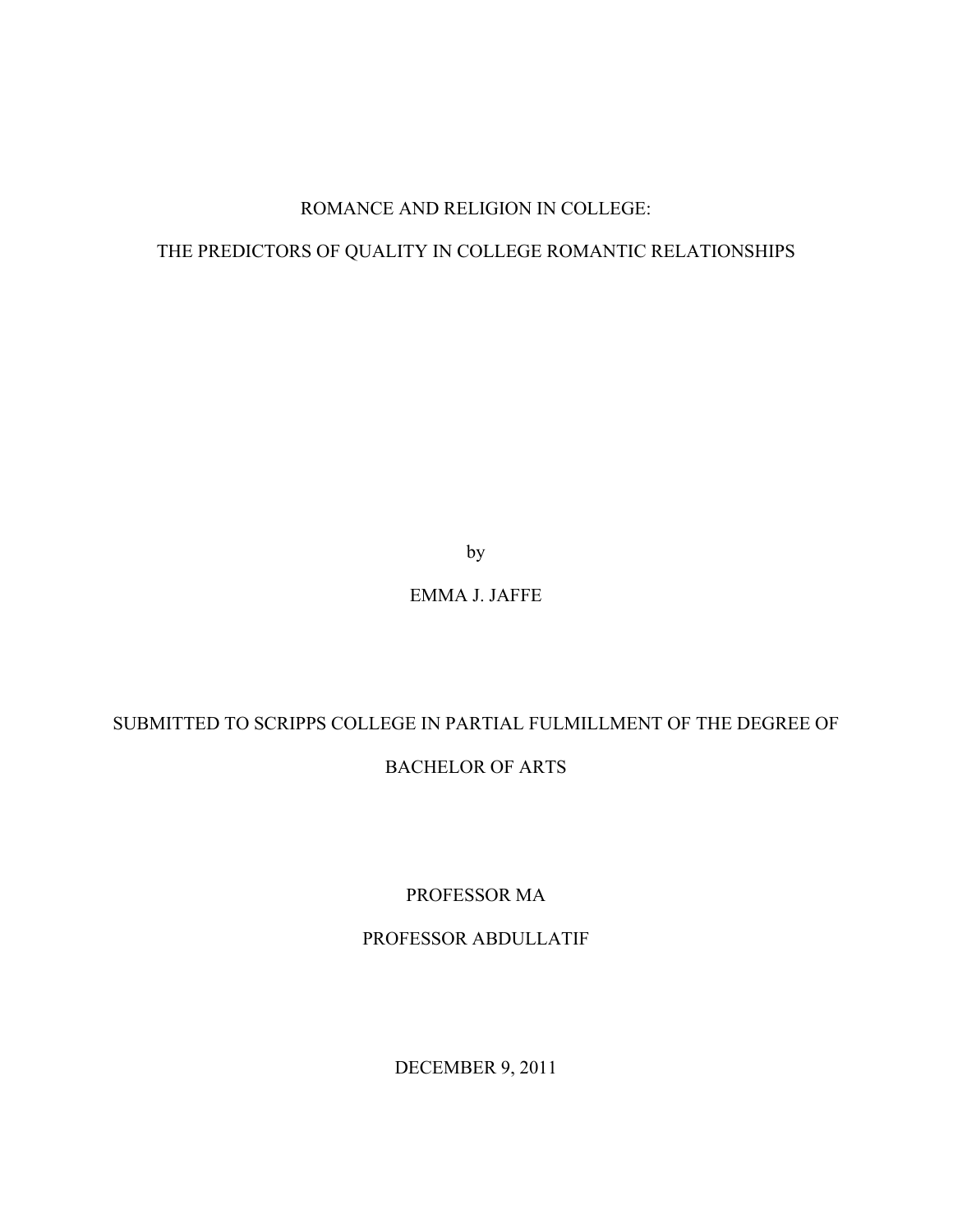ROMANCE AND RELIGION IN COLLEGE:

THE PREDICTORS OF QUALITY IN COLLEGE ROMANTIC RELATIONSHIPS

by

EMMA J. JAFFE

SUBMITTED TO SCRIPPS COLLEGE IN PARTIAL FULMILLMENT OF THE DEGREE OF

BACHELOR OF ARTS

PROFESSOR MA

PROFESSOR ABDULLATIF

DECEMBER 9, 2011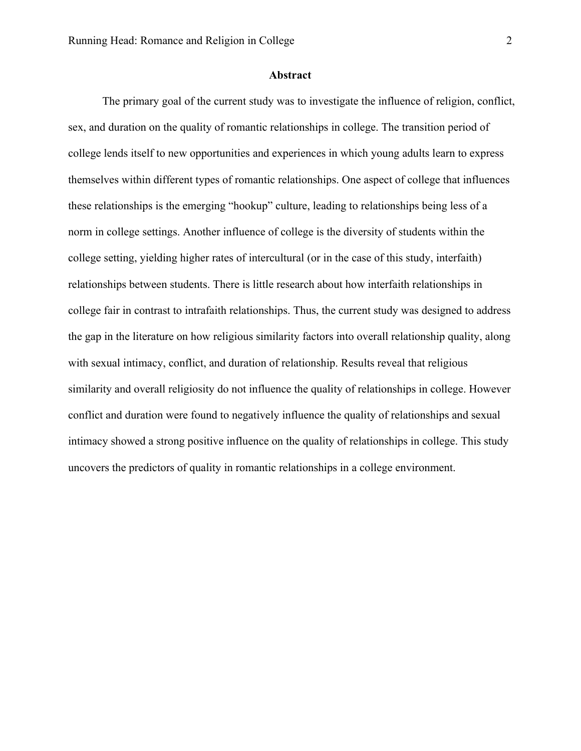# Abstract

The primary goal of the current study was to investigate the influence of religion, conflict, sex, and duration on the quality of romantic relationships in college. The transition period of college lends itself to new opportunities and experiences in which young adults learn to express themselves within different types of romantic relationships. One aspect of college that influences these relationships is the emerging "hookup" culture, leading to relationships being less of a norm in college settings. Another influence of college is the diversity of students within the college setting, yielding higher rates of intercultural (or in the case of this study, interfaith) relationships between students. There is little research about how interfaith relationships in college fair in contrast to intrafaith relationships. Thus, the current study was designed to address the gap in the literature on how religious similarity factors into overall relationship quality, along with sexual intimacy, conflict, and duration of relationship. Results reveal that religious similarity and overall religiosity do not influence the quality of relationships in college. However conflict and duration were found to negatively influence the quality of relationships and sexual intimacy showed a strong positive influence on the quality of relationships in college. This study uncovers the predictors of quality in romantic relationships in a college environment.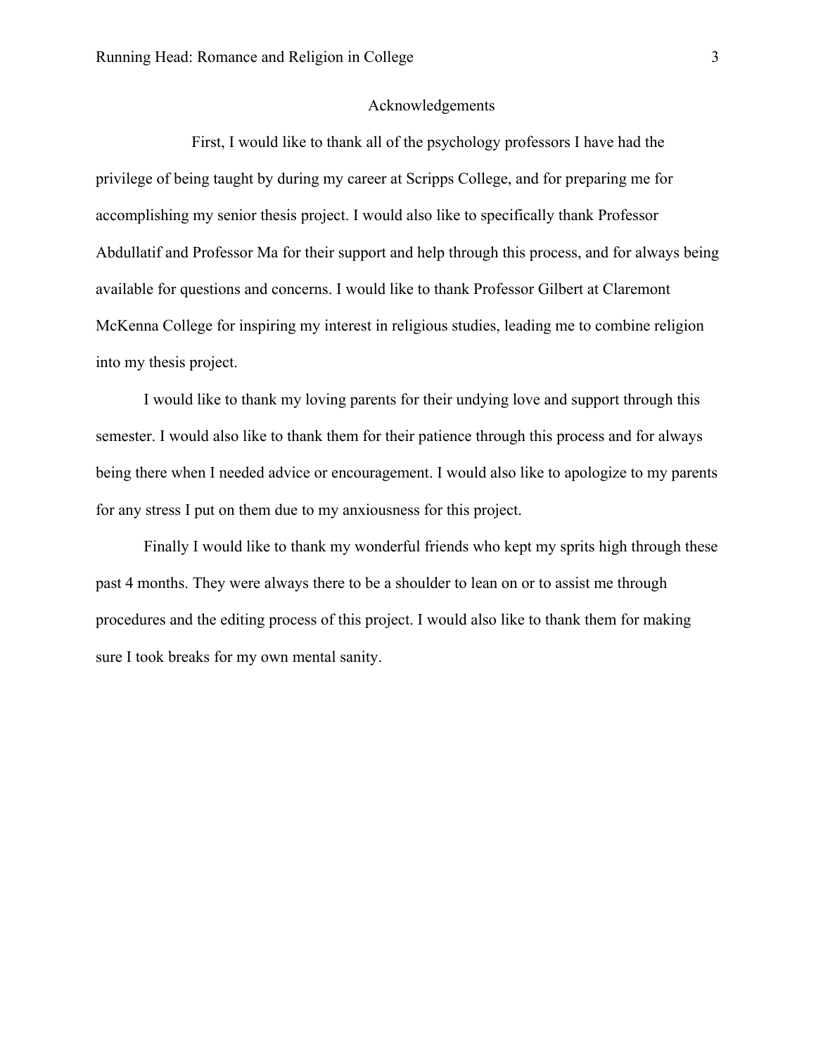# Acknowledgements

First, I would like to thank all of the psychology professors I have had the privilege of being taught by during my career at Scripps College, and for preparing me for accomplishing my senior thesis project. I would also like to specifically thank Professor Abdullatif and Professor Ma for their support and help through this process, and for always being available for questions and concerns. I would like to thank Professor Gilbert at Claremont McKenna College for inspiring my interest in religious studies, leading me to combine religion into my thesis project.

I would like to thank my loving parents for their undying love and support through this semester. I would also like to thank them for their patience through this process and for always being there when I needed advice or encouragement. I would also like to apologize to my parents for any stress I put on them due to my anxiousness for this project.

Finally I would like to thank my wonderful friends who kept my sprits high through these past 4 months. They were always there to be a shoulder to lean on or to assist me through procedures and the editing process of this project. I would also like to thank them for making sure I took breaks for my own mental sanity.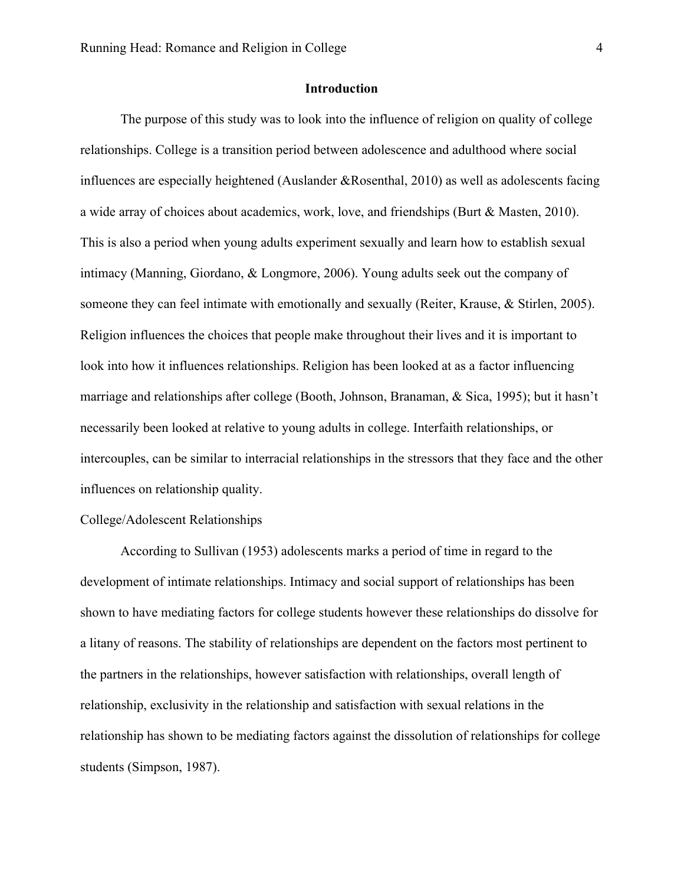# Introduction

The purpose of this study was to look into the influence of religion on quality of college relationships. College is a transition period between adolescence and adulthood where social influences are especially heightened (Auslander &Rosenthal, 2010) as well as adolescents facing a wide array of choices about academics, work, love, and friendships (Burt & Masten, 2010). This is also a period when young adults experiment sexually and learn how to establish sexual intimacy (Manning, Giordano, & Longmore, 2006). Young adults seek out the company of someone they can feel intimate with emotionally and sexually (Reiter, Krause, & Stirlen, 2005). Religion influences the choices that people make throughout their lives and it is important to look into how it influences relationships. Religion has been looked at as a factor influencing marriage and relationships after college (Booth, Johnson, Branaman, & Sica, 1995); but it hasn't necessarily been looked at relative to young adults in college. Interfaith relationships, or intercouples, can be similar to interracial relationships in the stressors that they face and the other influences on relationship quality.

## College/Adolescent Relationships

According to Sullivan (1953) adolescents marks a period of time in regard to the development of intimate relationships. Intimacy and social support of relationships has been shown to have mediating factors for college students however these relationships do dissolve for a litany of reasons. The stability of relationships are dependent on the factors most pertinent to the partners in the relationships, however satisfaction with relationships, overall length of relationship, exclusivity in the relationship and satisfaction with sexual relations in the relationship has shown to be mediating factors against the dissolution of relationships for college students (Simpson, 1987).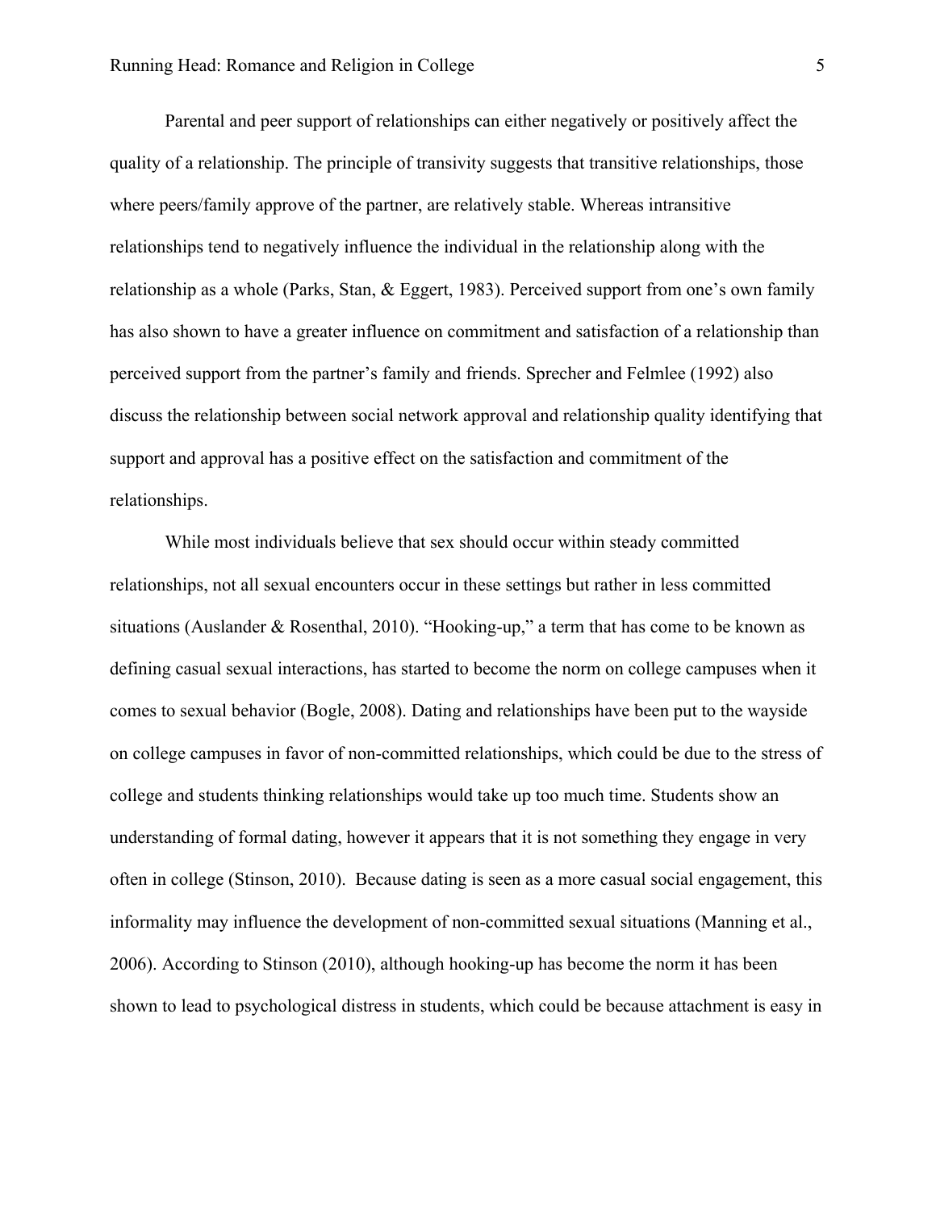Parental and peer support of relationships can either negatively or positively affect the quality of a relationship. The principle of transivity suggests that transitive relationships, those where peers/family approve of the partner, are relatively stable. Whereas intransitive relationships tend to negatively influence the individual in the relationship along with the relationship as a whole (Parks, Stan, & Eggert, 1983). Perceived support from one's own family has also shown to have a greater influence on commitment and satisfaction of a relationship than perceived support from the partner's family and friends. Sprecher and Felmlee (1992) also discuss the relationship between social network approval and relationship quality identifying that support and approval has a positive effect on the satisfaction and commitment of the relationships.

While most individuals believe that sex should occur within steady committed relationships, not all sexual encounters occur in these settings but rather in less committed situations (Auslander & Rosenthal, 2010). "Hooking-up," a term that has come to be known as defining casual sexual interactions, has started to become the norm on college campuses when it comes to sexual behavior (Bogle, 2008). Dating and relationships have been put to the wayside on college campuses in favor of non-committed relationships, which could be due to the stress of college and students thinking relationships would take up too much time. Students show an understanding of formal dating, however it appears that it is not something they engage in very often in college (Stinson, 2010). Because dating is seen as a more casual social engagement, this informality may influence the development of non-committed sexual situations (Manning et al., 2006). According to Stinson (2010), although hooking-up has become the norm it has been shown to lead to psychological distress in students, which could be because attachment is easy in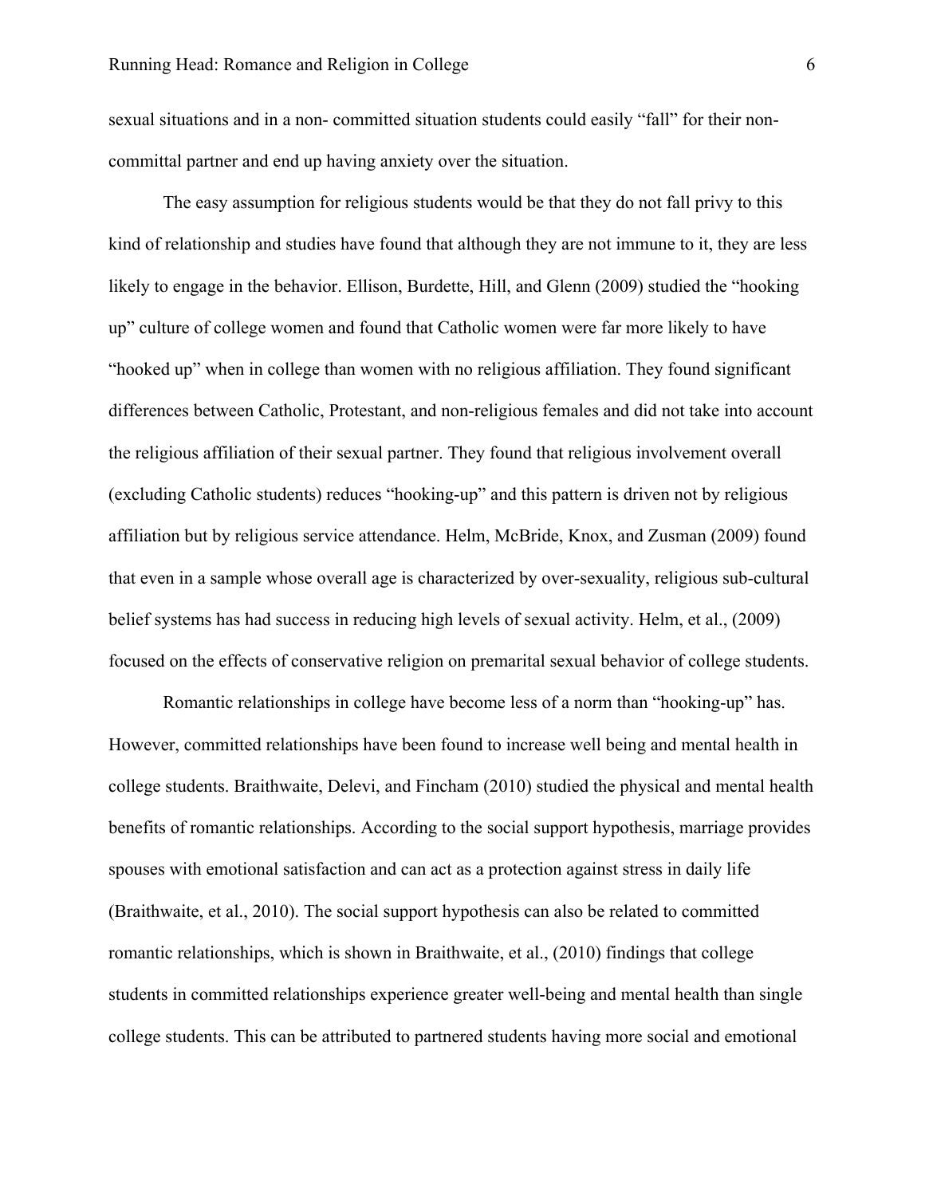sexual situations and in a non- committed situation students could easily "fall" for their non-committal partner and end up having anxiety over the situation.

The easy assumption for religious students would be that they do not fall privy to this kind of relationship and studies have found that although they are not immune to it, they are less likely to engage in the behavior. Ellison, Burdette, Hill, and Glenn (2009) studied the "hooking up" culture of college women and found that Catholic women were far more likely to have "hooked up" when in college than women with no religious affiliation. They found significant differences between Catholic, Protestant, and non-religious females and did not take into account the religious affiliation of their sexual partner. They found that religious involvement overall (excluding Catholic students) reduces "hooking-up" and this pattern is driven not by religious affiliation but by religious service attendance. Helm, McBride, Knox, and Zusman (2009) found that even in a sample whose overall age is characterized by over-sexuality, religious sub-cultural belief systems has had success in reducing high levels of sexual activity. Helm, et al., (2009) focused on the effects of conservative religion on premarital sexual behavior of college students.

Romantic relationships in college have become less of a norm than "hooking-up" has. However, committed relationships have been found to increase well being and mental health in college students. Braithwaite, Delevi, and Fincham (2010) studied the physical and mental health benefits of romantic relationships. According to the social support hypothesis, marriage provides spouses with emotional satisfaction and can act as a protection against stress in daily life (Braithwaite, et al., 2010). The social support hypothesis can also be related to committed romantic relationships, which is shown in Braithwaite, et al., (2010) findings that college students in committed relationships experience greater well-being and mental health than single college students. This can be attributed to partnered students having more social and emotional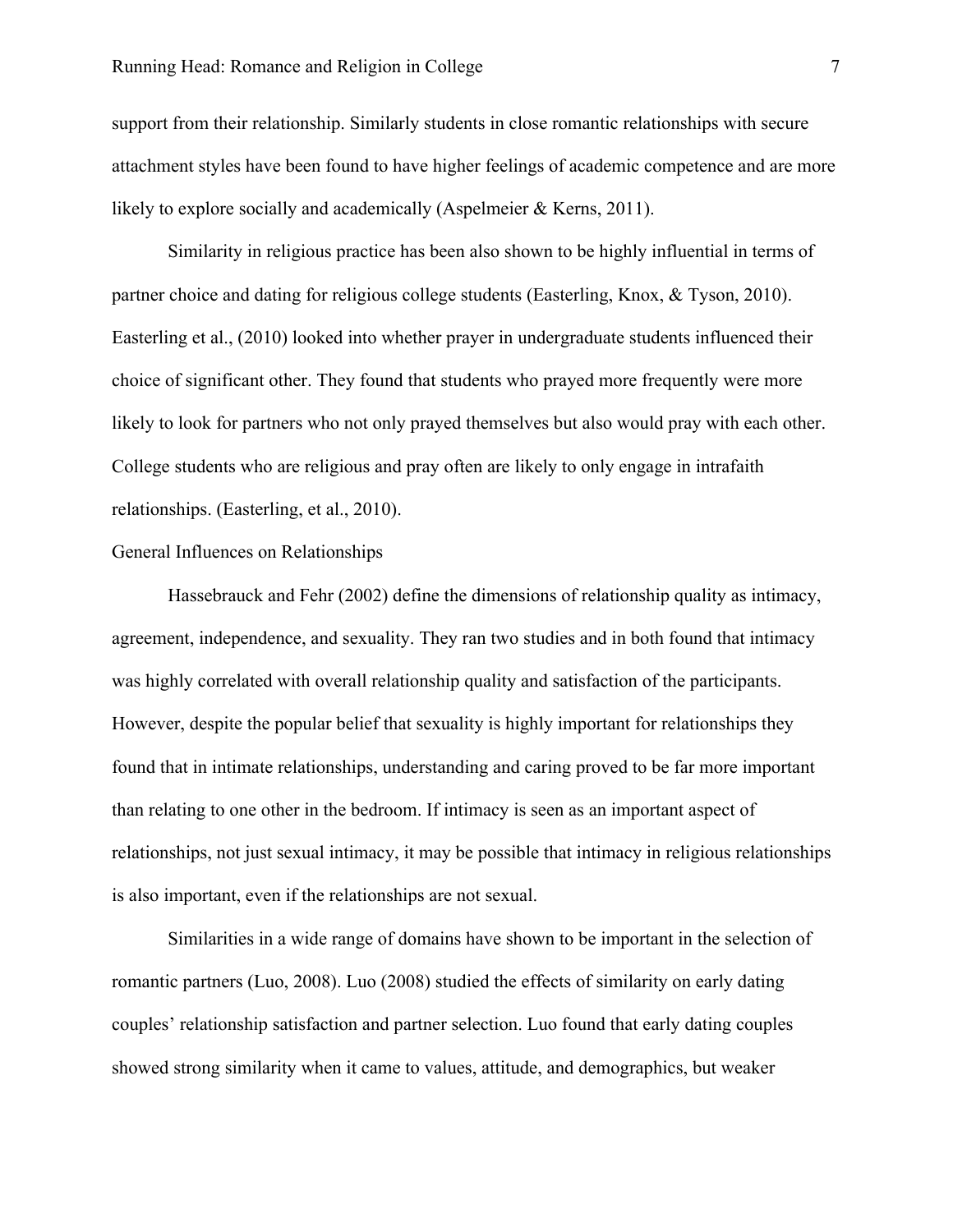support from their relationship. Similarly students in close romantic relationships with secure attachment styles have been found to have higher feelings of academic competence and are more likely to explore socially and academically (Aspelmeier & Kerns, 2011).

Similarity in religious practice has been also shown to be highly influential in terms of partner choice and dating for religious college students (Easterling, Knox, & Tyson, 2010). Easterling et al., (2010) looked into whether prayer in undergraduate students influenced their choice of significant other. They found that students who prayed more frequently were more likely to look for partners who not only prayed themselves but also would pray with each other. College students who are religious and pray often are likely to only engage in intrafaith relationships. (Easterling, et al., 2010).

## General Influences on Relationships

Hassebrauck and Fehr (2002) define the dimensions of relationship quality as intimacy, agreement, independence, and sexuality. They ran two studies and in both found that intimacy was highly correlated with overall relationship quality and satisfaction of the participants. However, despite the popular belief that sexuality is highly important for relationships they found that in intimate relationships, understanding and caring proved to be far more important than relating to one other in the bedroom. If intimacy is seen as an important aspect of relationships, not just sexual intimacy, it may be possible that intimacy in religious relationships is also important, even if the relationships are not sexual.

Similarities in a wide range of domains have shown to be important in the selection of romantic partners (Luo, 2008). Luo (2008) studied the effects of similarity on early dating couples' relationship satisfaction and partner selection. Luo found that early dating couples showed strong similarity when it came to values, attitude, and demographics, but weaker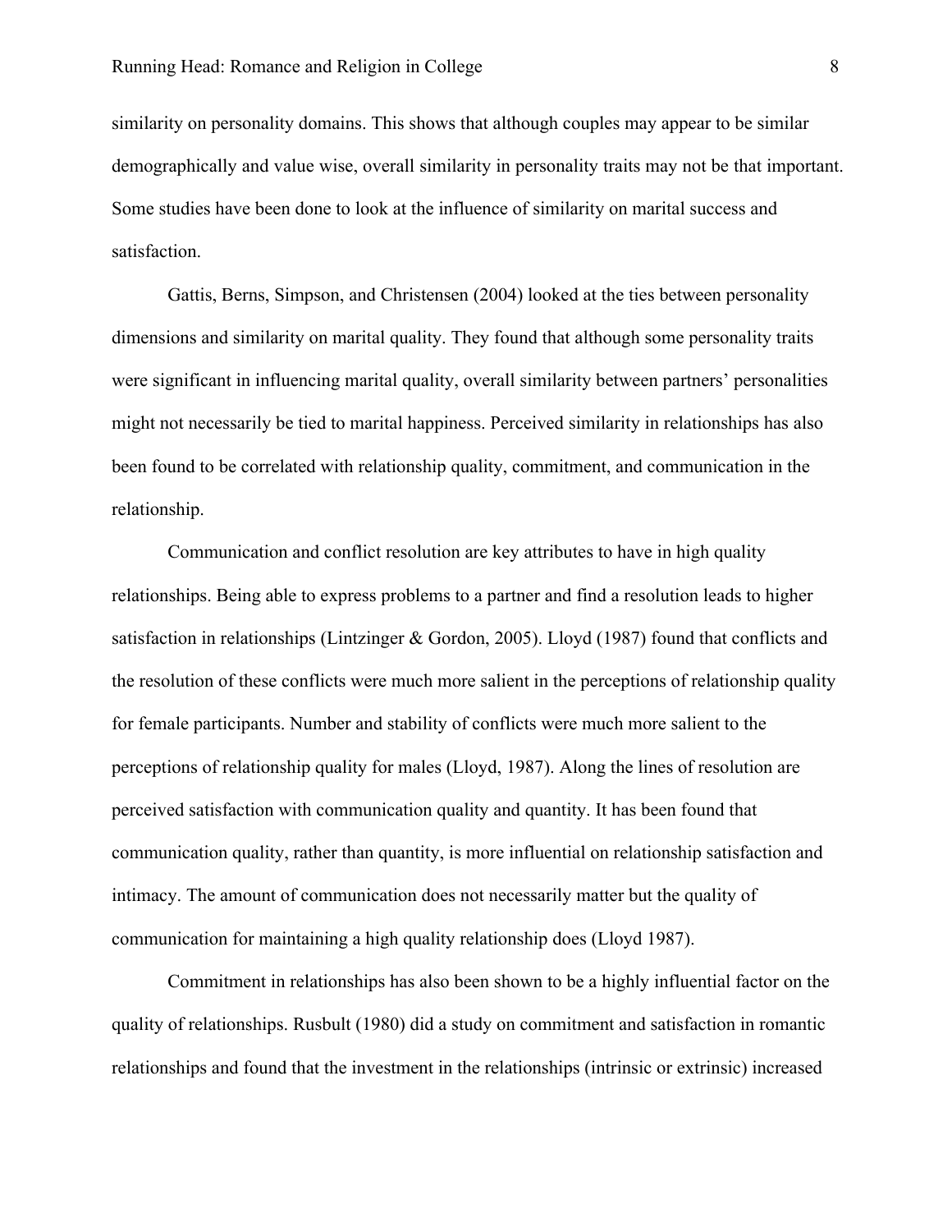similarity on personality domains. This shows that although couples may appear to be similar demographically and value wise, overall similarity in personality traits may not be that important. Some studies have been done to look at the influence of similarity on marital success and satisfaction.

Gattis, Berns, Simpson, and Christensen (2004) looked at the ties between personality dimensions and similarity on marital quality. They found that although some personality traits were significant in influencing marital quality, overall similarity between partners' personalities might not necessarily be tied to marital happiness. Perceived similarity in relationships has also been found to be correlated with relationship quality, commitment, and communication in the relationship.

Communication and conflict resolution are key attributes to have in high quality relationships. Being able to express problems to a partner and find a resolution leads to higher satisfaction in relationships (Lintzinger & Gordon, 2005). Lloyd (1987) found that conflicts and the resolution of these conflicts were much more salient in the perceptions of relationship quality for female participants. Number and stability of conflicts were much more salient to the perceptions of relationship quality for males (Lloyd, 1987). Along the lines of resolution are perceived satisfaction with communication quality and quantity. It has been found that communication quality, rather than quantity, is more influential on relationship satisfaction and intimacy. The amount of communication does not necessarily matter but the quality of communication for maintaining a high quality relationship does (Lloyd 1987).

Commitment in relationships has also been shown to be a highly influential factor on the quality of relationships. Rusbult (1980) did a study on commitment and satisfaction in romantic relationships and found that the investment in the relationships (intrinsic or extrinsic) increased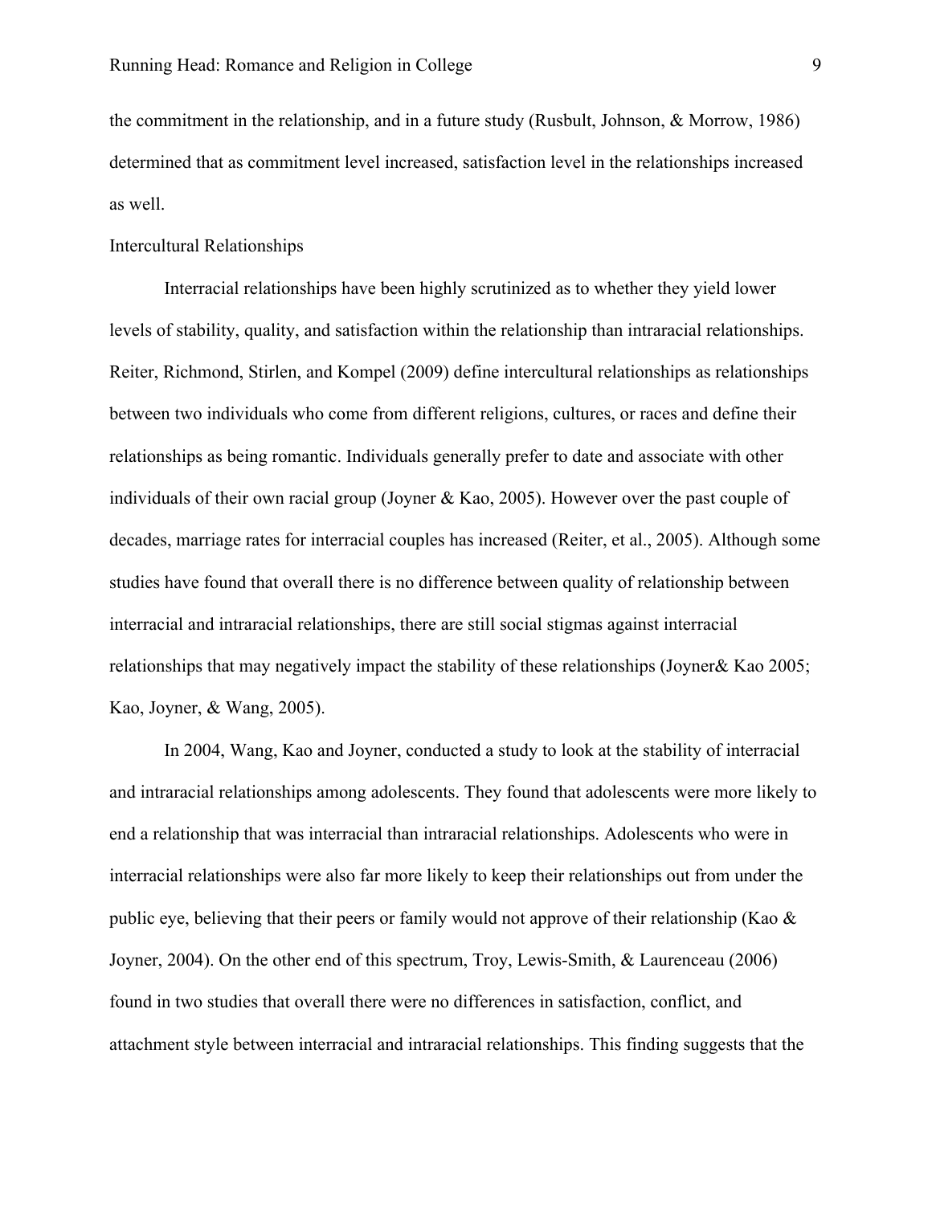the commitment in the relationship, and in a future study (Rusbult, Johnson, & Morrow, 1986) determined that as commitment level increased, satisfaction level in the relationships increased as well.

## Intercultural Relationships

Interracial relationships have been highly scrutinized as to whether they yield lower levels of stability, quality, and satisfaction within the relationship than intraracial relationships. Reiter, Richmond, Stirlen, and Kompel (2009) define intercultural relationships as relationships between two individuals who come from different religions, cultures, or races and define their relationships as being romantic. Individuals generally prefer to date and associate with other individuals of their own racial group (Joyner & Kao, 2005). However over the past couple of decades, marriage rates for interracial couples has increased (Reiter, et al., 2005). Although some studies have found that overall there is no difference between quality of relationship between interracial and intraracial relationships, there are still social stigmas against interracial relationships that may negatively impact the stability of these relationships (Joyner& Kao 2005; Kao, Joyner, & Wang, 2005).

In 2004, Wang, Kao and Joyner, conducted a study to look at the stability of interracial and intraracial relationships among adolescents. They found that adolescents were more likely to end a relationship that was interracial than intraracial relationships. Adolescents who were in interracial relationships were also far more likely to keep their relationships out from under the public eye, believing that their peers or family would not approve of their relationship (Kao & Joyner, 2004). On the other end of this spectrum, Troy, Lewis-Smith, & Laurenceau (2006) found in two studies that overall there were no differences in satisfaction, conflict, and attachment style between interracial and intraracial relationships. This finding suggests that the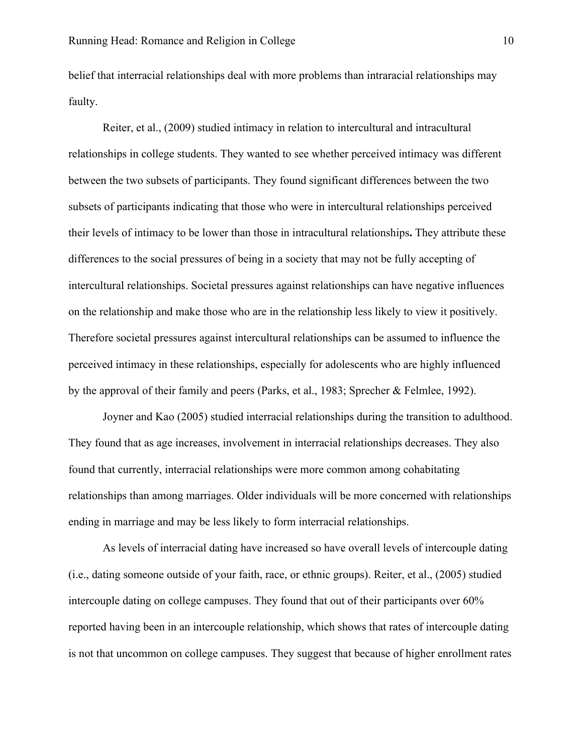belief that interracial relationships deal with more problems than intraracial relationships may faulty.

Reiter, et al., (2009) studied intimacy in relation to intercultural and intracultural relationships in college students. They wanted to see whether perceived intimacy was different between the two subsets of participants. They found significant differences between the two subsets of participants indicating that those who were in intercultural relationships perceived their levels of intimacy to be lower than those in intracultural relationships**.** They attribute these differences to the social pressures of being in a society that may not be fully accepting of intercultural relationships. Societal pressures against relationships can have negative influences on the relationship and make those who are in the relationship less likely to view it positively. Therefore societal pressures against intercultural relationships can be assumed to influence the perceived intimacy in these relationships, especially for adolescents who are highly influenced by the approval of their family and peers (Parks, et al., 1983; Sprecher & Felmlee, 1992).

Joyner and Kao (2005) studied interracial relationships during the transition to adulthood. They found that as age increases, involvement in interracial relationships decreases. They also found that currently, interracial relationships were more common among cohabitating relationships than among marriages. Older individuals will be more concerned with relationships ending in marriage and may be less likely to form interracial relationships.

As levels of interracial dating have increased so have overall levels of intercouple dating (i.e., dating someone outside of your faith, race, or ethnic groups). Reiter, et al., (2005) studied intercouple dating on college campuses. They found that out of their participants over 60% reported having been in an intercouple relationship, which shows that rates of intercouple dating is not that uncommon on college campuses. They suggest that because of higher enrollment rates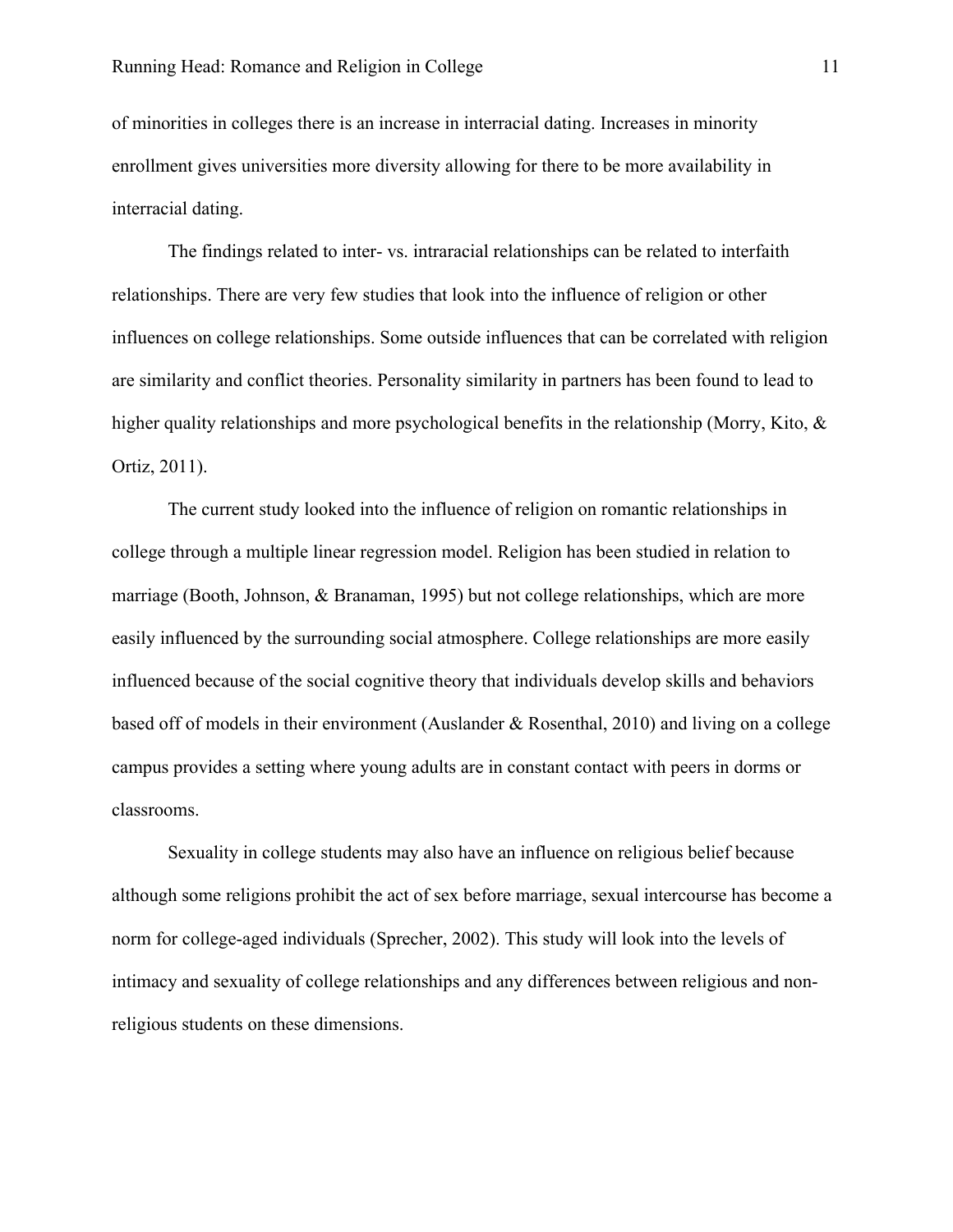of minorities in colleges there is an increase in interracial dating. Increases in minority enrollment gives universities more diversity allowing for there to be more availability in interracial dating.

The findings related to inter- vs. intraracial relationships can be related to interfaith relationships. There are very few studies that look into the influence of religion or other influences on college relationships. Some outside influences that can be correlated with religion are similarity and conflict theories. Personality similarity in partners has been found to lead to higher quality relationships and more psychological benefits in the relationship (Morry, Kito, & Ortiz, 2011).

The current study looked into the influence of religion on romantic relationships in college through a multiple linear regression model. Religion has been studied in relation to marriage (Booth, Johnson, & Branaman, 1995) but not college relationships, which are more easily influenced by the surrounding social atmosphere. College relationships are more easily influenced because of the social cognitive theory that individuals develop skills and behaviors based off of models in their environment (Auslander & Rosenthal, 2010) and living on a college campus provides a setting where young adults are in constant contact with peers in dorms or classrooms.

Sexuality in college students may also have an influence on religious belief because although some religions prohibit the act of sex before marriage, sexual intercourse has become a norm for college-aged individuals (Sprecher, 2002). This study will look into the levels of intimacy and sexuality of college relationships and any differences between religious and non-religious students on these dimensions.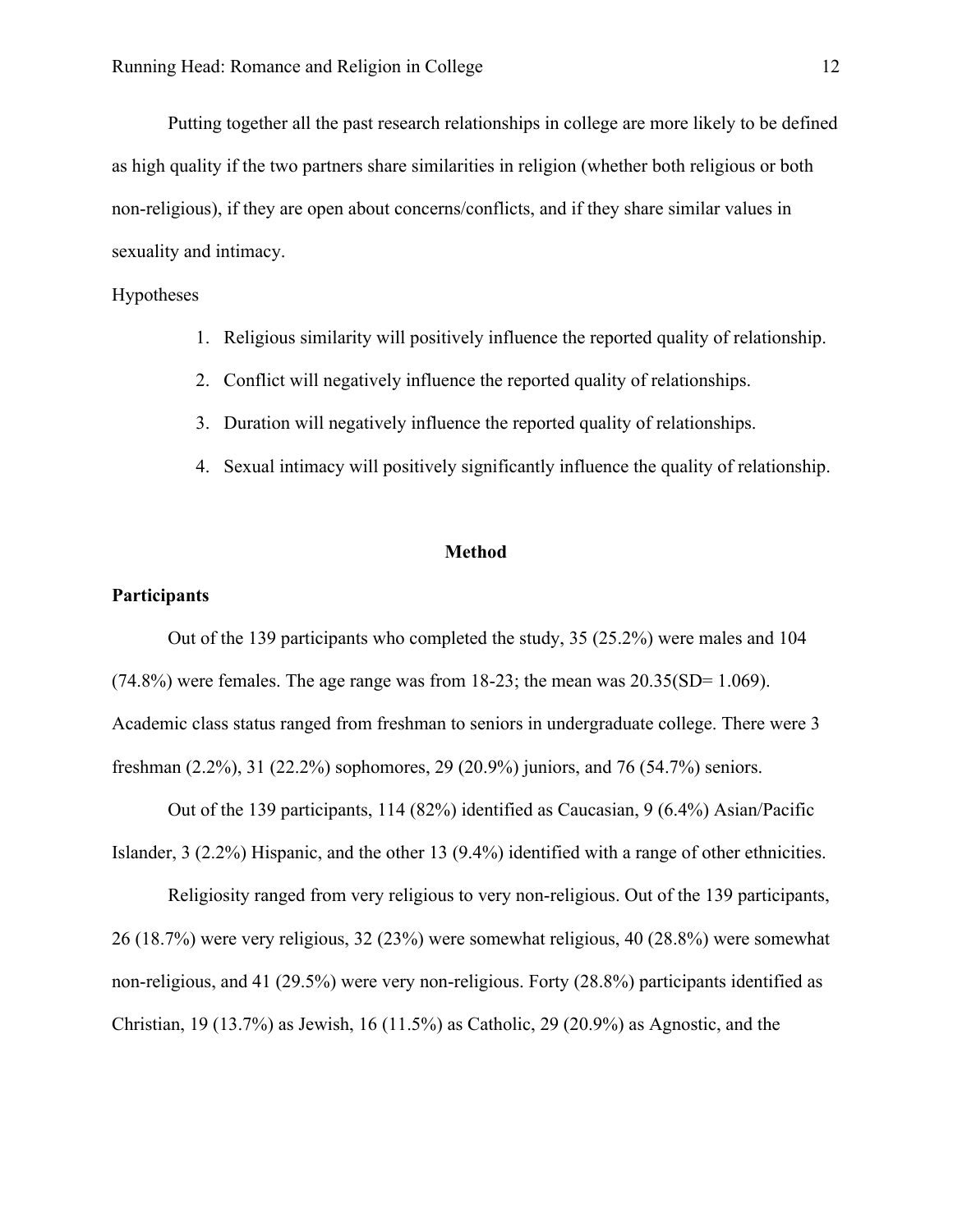Putting together all the past research relationships in college are more likely to be defined as high quality if the two partners share similarities in religion (whether both religious or both non-religious), if they are open about concerns/conflicts, and if they share similar values in sexuality and intimacy.

Hypotheses

1. Religious similarity will positively influence the reported quality of relationship.
2. Conflict will negatively influence the reported quality of relationships.
3. Duration will negatively influence the reported quality of relationships.
4. Sexual intimacy will positively significantly influence the quality of relationship.

# Method

## Participants

Out of the 139 participants who completed the study, 35 (25.2%) were males and 104 (74.8%) were females. The age range was from 18-23; the mean was 20.35(SD= 1.069). Academic class status ranged from freshman to seniors in undergraduate college. There were 3 freshman (2.2%), 31 (22.2%) sophomores, 29 (20.9%) juniors, and 76 (54.7%) seniors.

Out of the 139 participants, 114 (82%) identified as Caucasian, 9 (6.4%) Asian/Pacific Islander, 3 (2.2%) Hispanic, and the other 13 (9.4%) identified with a range of other ethnicities.

Religiosity ranged from very religious to very non-religious. Out of the 139 participants, 26 (18.7%) were very religious, 32 (23%) were somewhat religious, 40 (28.8%) were somewhat non-religious, and 41 (29.5%) were very non-religious. Forty (28.8%) participants identified as Christian, 19 (13.7%) as Jewish, 16 (11.5%) as Catholic, 29 (20.9%) as Agnostic, and the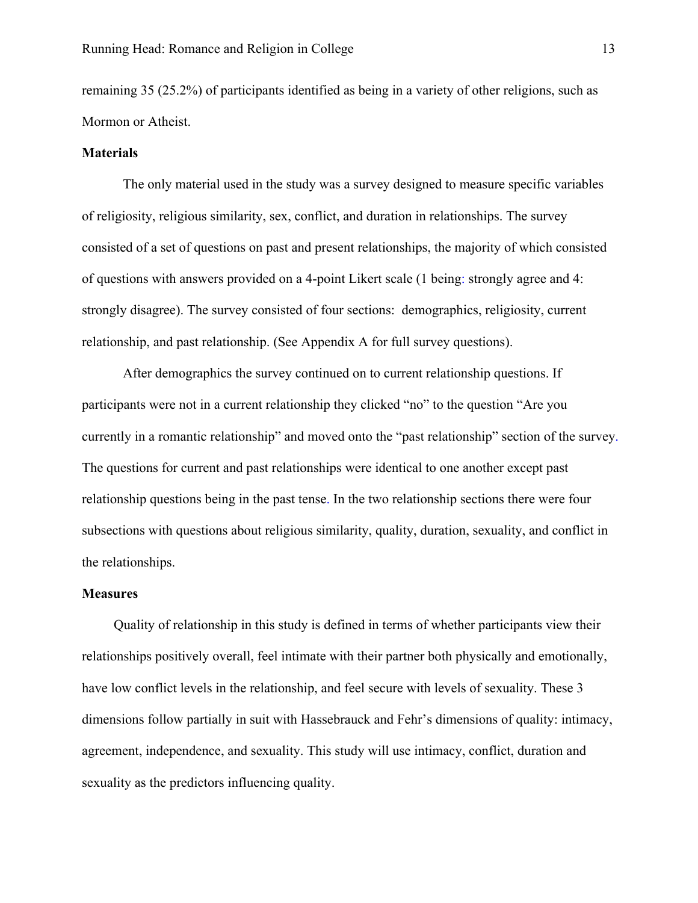remaining 35 (25.2%) of participants identified as being in a variety of other religions, such as Mormon or Atheist.

**Materials**

The only material used in the study was a survey designed to measure specific variables of religiosity, religious similarity, sex, conflict, and duration in relationships. The survey consisted of a set of questions on past and present relationships, the majority of which consisted of questions with answers provided on a 4-point Likert scale (1 being: strongly agree and 4: strongly disagree). The survey consisted of four sections: demographics, religiosity, current relationship, and past relationship. (See Appendix A for full survey questions).

After demographics the survey continued on to current relationship questions. If participants were not in a current relationship they clicked "no" to the question "Are you currently in a romantic relationship" and moved onto the "past relationship" section of the survey. The questions for current and past relationships were identical to one another except past relationship questions being in the past tense. In the two relationship sections there were four subsections with questions about religious similarity, quality, duration, sexuality, and conflict in the relationships.

**Measures**

Quality of relationship in this study is defined in terms of whether participants view their relationships positively overall, feel intimate with their partner both physically and emotionally, have low conflict levels in the relationship, and feel secure with levels of sexuality. These 3 dimensions follow partially in suit with Hassebrauck and Fehr's dimensions of quality: intimacy, agreement, independence, and sexuality. This study will use intimacy, conflict, duration and sexuality as the predictors influencing quality.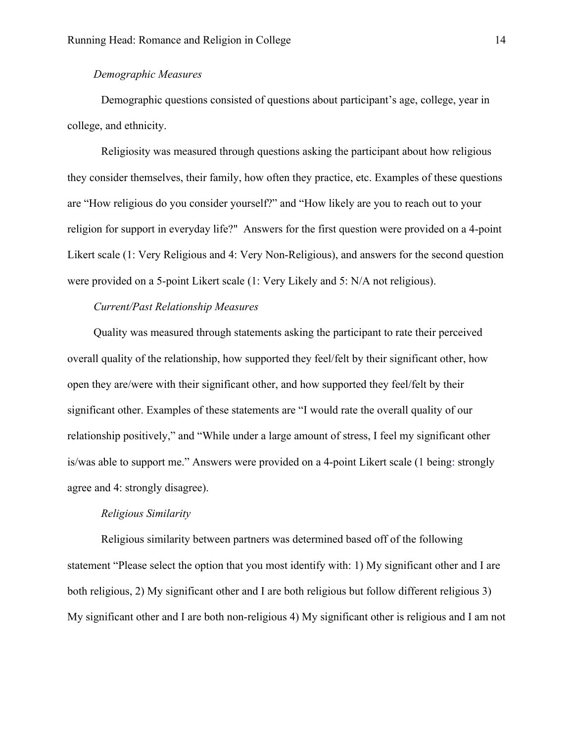*Demographic Measures*

Demographic questions consisted of questions about participant's age, college, year in college, and ethnicity.

Religiosity was measured through questions asking the participant about how religious they consider themselves, their family, how often they practice, etc. Examples of these questions are "How religious do you consider yourself?" and "How likely are you to reach out to your religion for support in everyday life?" Answers for the first question were provided on a 4-point Likert scale (1: Very Religious and 4: Very Non-Religious), and answers for the second question were provided on a 5-point Likert scale (1: Very Likely and 5: N/A not religious).

*Current/Past Relationship Measures*

Quality was measured through statements asking the participant to rate their perceived overall quality of the relationship, how supported they feel/felt by their significant other, how open they are/were with their significant other, and how supported they feel/felt by their significant other. Examples of these statements are "I would rate the overall quality of our relationship positively," and "While under a large amount of stress, I feel my significant other is/was able to support me." Answers were provided on a 4-point Likert scale (1 being: strongly agree and 4: strongly disagree).

*Religious Similarity*

Religious similarity between partners was determined based off of the following statement "Please select the option that you most identify with: 1) My significant other and I are both religious, 2) My significant other and I are both religious but follow different religious 3) My significant other and I are both non-religious 4) My significant other is religious and I am not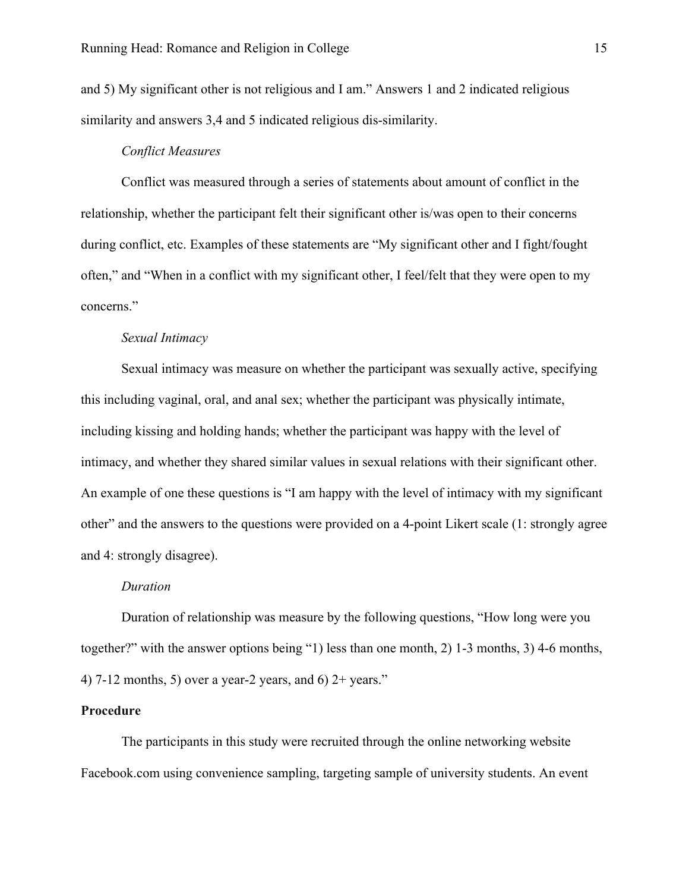and 5) My significant other is not religious and I am." Answers 1 and 2 indicated religious similarity and answers 3,4 and 5 indicated religious dis-similarity.

*Conflict Measures*

Conflict was measured through a series of statements about amount of conflict in the relationship, whether the participant felt their significant other is/was open to their concerns during conflict, etc. Examples of these statements are "My significant other and I fight/fought often," and "When in a conflict with my significant other, I feel/felt that they were open to my concerns."

*Sexual Intimacy*

Sexual intimacy was measure on whether the participant was sexually active, specifying this including vaginal, oral, and anal sex; whether the participant was physically intimate, including kissing and holding hands; whether the participant was happy with the level of intimacy, and whether they shared similar values in sexual relations with their significant other. An example of one these questions is "I am happy with the level of intimacy with my significant other" and the answers to the questions were provided on a 4-point Likert scale (1: strongly agree and 4: strongly disagree).

*Duration*

Duration of relationship was measure by the following questions, "How long were you together?" with the answer options being "1) less than one month, 2) 1-3 months, 3) 4-6 months, 4) 7-12 months, 5) over a year-2 years, and 6) 2+ years."

**Procedure**

The participants in this study were recruited through the online networking website Facebook.com using convenience sampling, targeting sample of university students. An event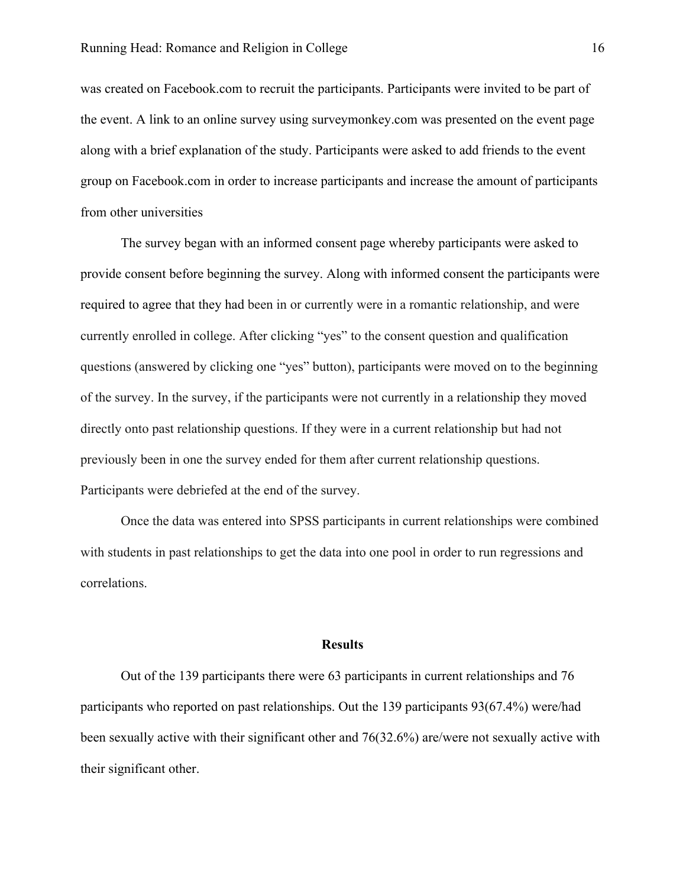was created on Facebook.com to recruit the participants. Participants were invited to be part of the event. A link to an online survey using surveymonkey.com was presented on the event page along with a brief explanation of the study. Participants were asked to add friends to the event group on Facebook.com in order to increase participants and increase the amount of participants from other universities

The survey began with an informed consent page whereby participants were asked to provide consent before beginning the survey. Along with informed consent the participants were required to agree that they had been in or currently were in a romantic relationship, and were currently enrolled in college. After clicking "yes" to the consent question and qualification questions (answered by clicking one "yes" button), participants were moved on to the beginning of the survey. In the survey, if the participants were not currently in a relationship they moved directly onto past relationship questions. If they were in a current relationship but had not previously been in one the survey ended for them after current relationship questions. Participants were debriefed at the end of the survey.

Once the data was entered into SPSS participants in current relationships were combined with students in past relationships to get the data into one pool in order to run regressions and correlations.

## Results

Out of the 139 participants there were 63 participants in current relationships and 76 participants who reported on past relationships. Out the 139 participants 93(67.4%) were/had been sexually active with their significant other and 76(32.6%) are/were not sexually active with their significant other.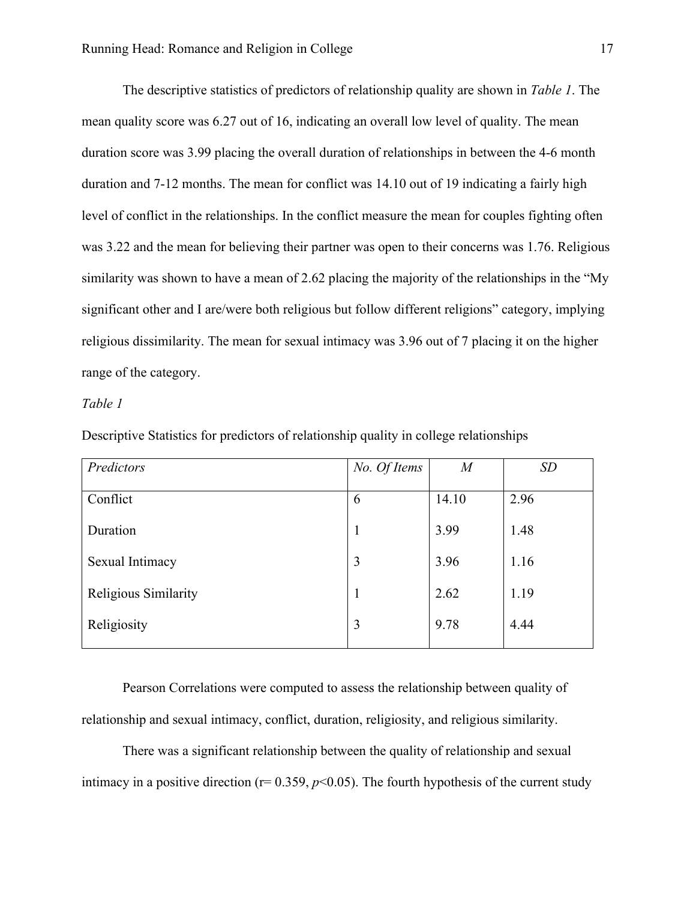The descriptive statistics of predictors of relationship quality are shown in *Table 1*. The mean quality score was 6.27 out of 16, indicating an overall low level of quality. The mean duration score was 3.99 placing the overall duration of relationships in between the 4-6 month duration and 7-12 months. The mean for conflict was 14.10 out of 19 indicating a fairly high level of conflict in the relationships. In the conflict measure the mean for couples fighting often was 3.22 and the mean for believing their partner was open to their concerns was 1.76. Religious similarity was shown to have a mean of 2.62 placing the majority of the relationships in the "My significant other and I are/were both religious but follow different religions" category, implying religious dissimilarity. The mean for sexual intimacy was 3.96 out of 7 placing it on the higher range of the category.

*Table 1*

Descriptive Statistics for predictors of relationship quality in college relationships

| *Predictors* | *No. Of Items* | *M* | *SD* |
|---|---|---|---|
| Conflict | 6 | 14.10 | 2.96 |
| Duration | 1 | 3.99 | 1.48 |
| Sexual Intimacy | 3 | 3.96 | 1.16 |
| Religious Similarity | 1 | 2.62 | 1.19 |
| Religiosity | 3 | 9.78 | 4.44 |

Pearson Correlations were computed to assess the relationship between quality of relationship and sexual intimacy, conflict, duration, religiosity, and religious similarity.

There was a significant relationship between the quality of relationship and sexual intimacy in a positive direction ($r = 0.359$, $p < 0.05$). The fourth hypothesis of the current study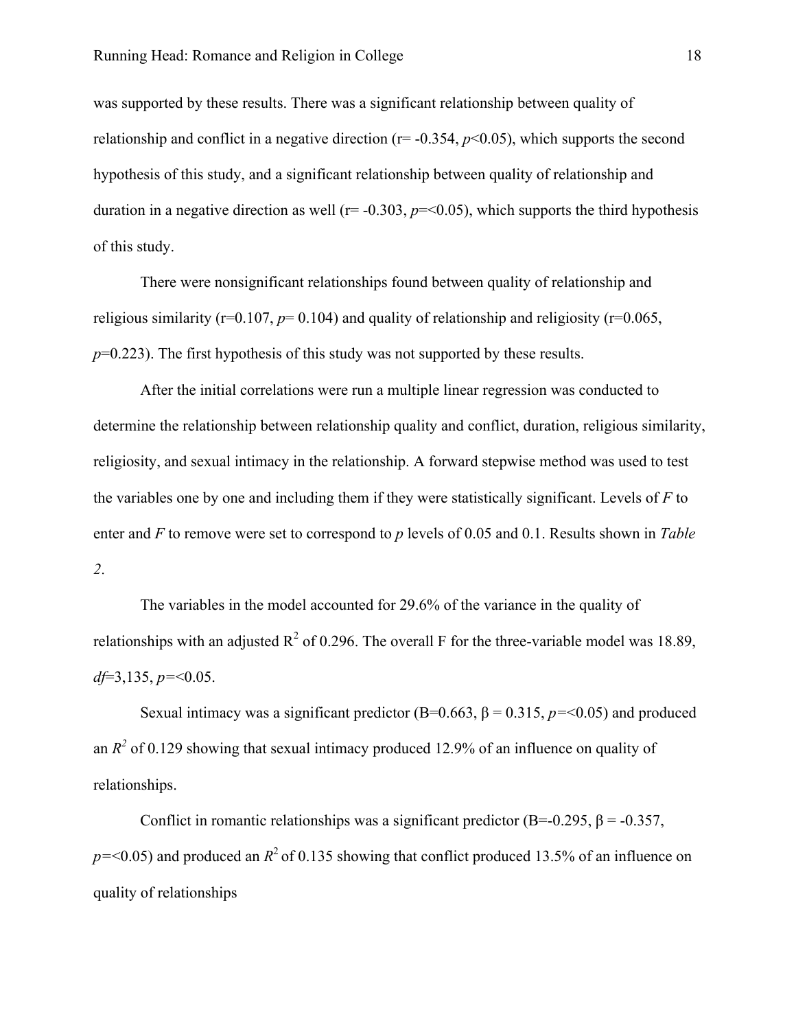was supported by these results. There was a significant relationship between quality of relationship and conflict in a negative direction (r= -0.354, $p<0.05$), which supports the second hypothesis of this study, and a significant relationship between quality of relationship and duration in a negative direction as well (r= -0.303, $p$=<0.05), which supports the third hypothesis of this study.

There were nonsignificant relationships found between quality of relationship and religious similarity (r=0.107, $p$= 0.104) and quality of relationship and religiosity (r=0.065, $p$=0.223). The first hypothesis of this study was not supported by these results.

After the initial correlations were run a multiple linear regression was conducted to determine the relationship between relationship quality and conflict, duration, religious similarity, religiosity, and sexual intimacy in the relationship. A forward stepwise method was used to test the variables one by one and including them if they were statistically significant. Levels of $F$ to enter and $F$ to remove were set to correspond to $p$ levels of 0.05 and 0.1. Results shown in *Table 2*.

The variables in the model accounted for 29.6% of the variance in the quality of relationships with an adjusted $R^2$ of 0.296. The overall F for the three-variable model was 18.89, $df$=3,135, $p$=<0.05.

Sexual intimacy was a significant predictor (B=0.663, $\beta$ = 0.315, $p$=<0.05) and produced an $R^2$ of 0.129 showing that sexual intimacy produced 12.9% of an influence on quality of relationships.

Conflict in romantic relationships was a significant predictor (B=-0.295, $\beta$ = -0.357, $p$=<0.05) and produced an $R^2$ of 0.135 showing that conflict produced 13.5% of an influence on quality of relationships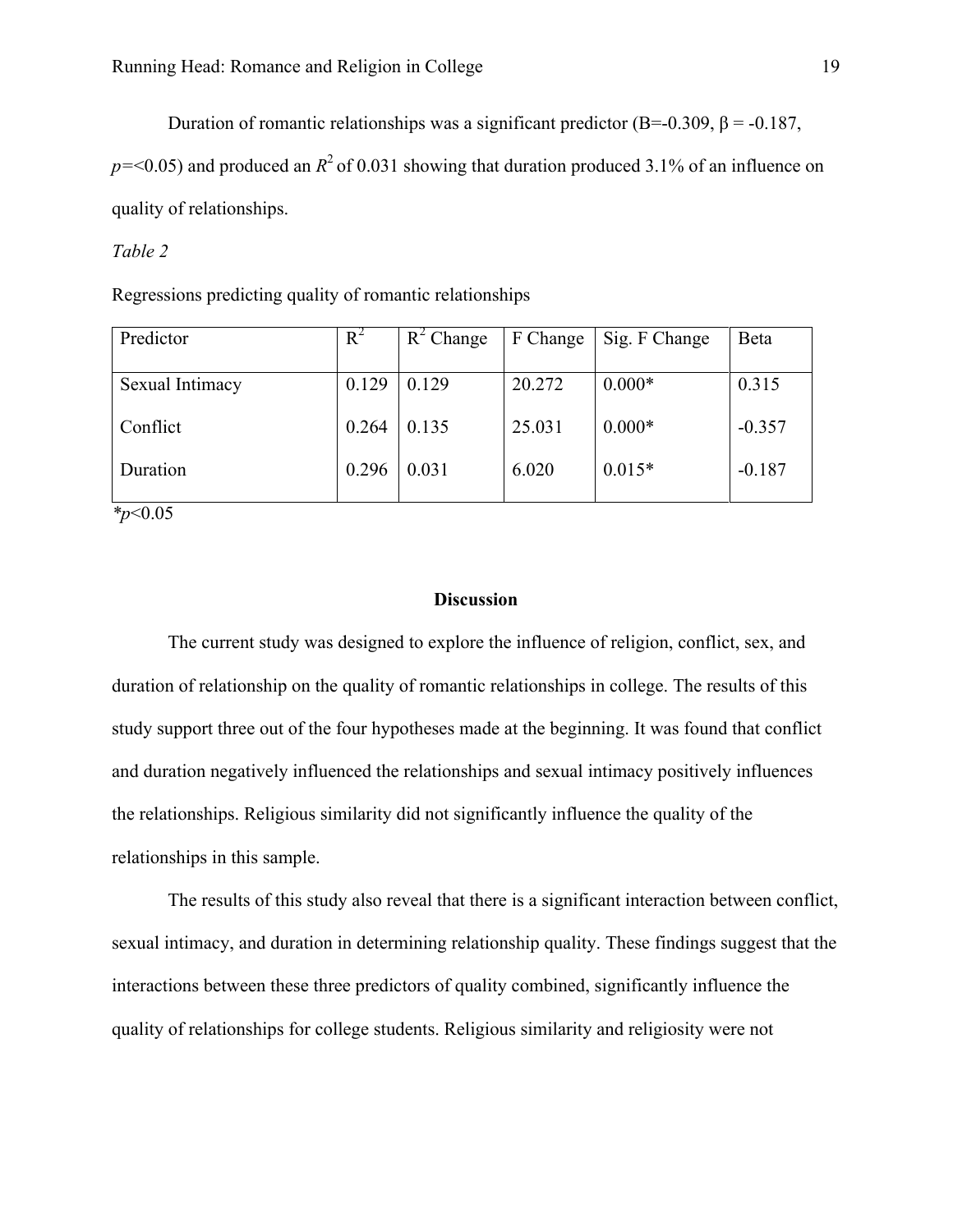Duration of romantic relationships was a significant predictor (B=-0.309, β = -0.187, $p$=<0.05) and produced an $R^2$ of 0.031 showing that duration produced 3.1% of an influence on quality of relationships.

*Table 2*

Regressions predicting quality of romantic relationships

| Predictor | $R^2$ | $R^2$ Change | F Change | Sig. F Change | Beta |
|---|---|---|---|---|---|
| Sexual Intimacy | 0.129 | 0.129 | 20.272 | 0.000* | 0.315 |
| Conflict | 0.264 | 0.135 | 25.031 | 0.000* | -0.357 |
| Duration | 0.296 | 0.031 | 6.020 | 0.015* | -0.187 |

*$p$<0.05

## Discussion

The current study was designed to explore the influence of religion, conflict, sex, and duration of relationship on the quality of romantic relationships in college. The results of this study support three out of the four hypotheses made at the beginning. It was found that conflict and duration negatively influenced the relationships and sexual intimacy positively influences the relationships. Religious similarity did not significantly influence the quality of the relationships in this sample.

The results of this study also reveal that there is a significant interaction between conflict, sexual intimacy, and duration in determining relationship quality. These findings suggest that the interactions between these three predictors of quality combined, significantly influence the quality of relationships for college students. Religious similarity and religiosity were not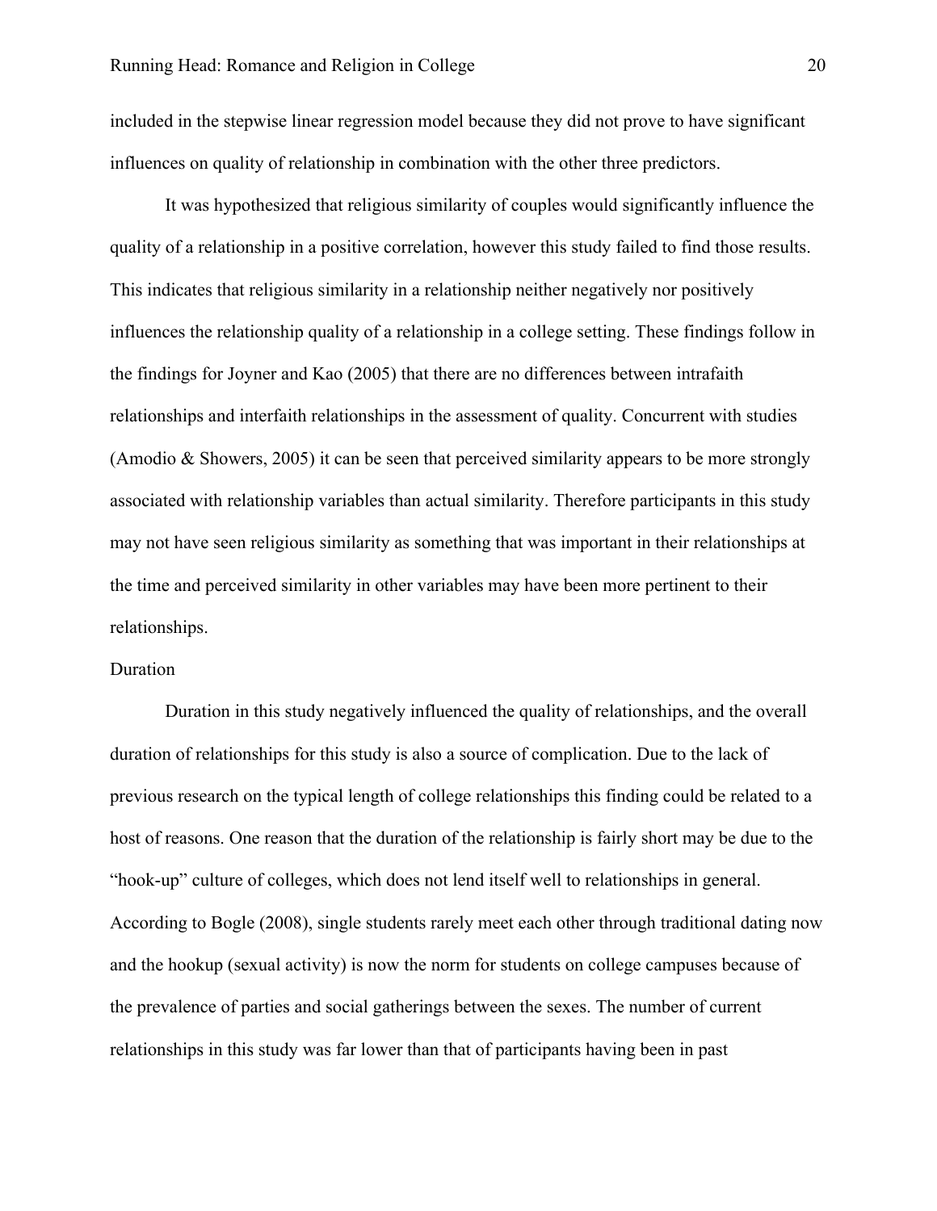included in the stepwise linear regression model because they did not prove to have significant influences on quality of relationship in combination with the other three predictors.

It was hypothesized that religious similarity of couples would significantly influence the quality of a relationship in a positive correlation, however this study failed to find those results. This indicates that religious similarity in a relationship neither negatively nor positively influences the relationship quality of a relationship in a college setting. These findings follow in the findings for Joyner and Kao (2005) that there are no differences between intrafaith relationships and interfaith relationships in the assessment of quality. Concurrent with studies (Amodio & Showers, 2005) it can be seen that perceived similarity appears to be more strongly associated with relationship variables than actual similarity. Therefore participants in this study may not have seen religious similarity as something that was important in their relationships at the time and perceived similarity in other variables may have been more pertinent to their relationships.

## Duration

Duration in this study negatively influenced the quality of relationships, and the overall duration of relationships for this study is also a source of complication. Due to the lack of previous research on the typical length of college relationships this finding could be related to a host of reasons. One reason that the duration of the relationship is fairly short may be due to the "hook-up" culture of colleges, which does not lend itself well to relationships in general. According to Bogle (2008), single students rarely meet each other through traditional dating now and the hookup (sexual activity) is now the norm for students on college campuses because of the prevalence of parties and social gatherings between the sexes. The number of current relationships in this study was far lower than that of participants having been in past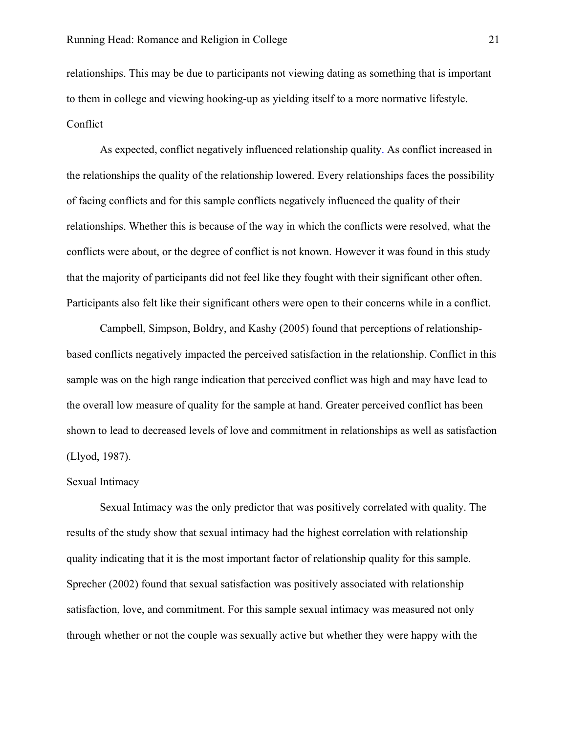relationships. This may be due to participants not viewing dating as something that is important to them in college and viewing hooking-up as yielding itself to a more normative lifestyle.

## Conflict

As expected, conflict negatively influenced relationship quality. As conflict increased in the relationships the quality of the relationship lowered. Every relationships faces the possibility of facing conflicts and for this sample conflicts negatively influenced the quality of their relationships. Whether this is because of the way in which the conflicts were resolved, what the conflicts were about, or the degree of conflict is not known. However it was found in this study that the majority of participants did not feel like they fought with their significant other often. Participants also felt like their significant others were open to their concerns while in a conflict.

Campbell, Simpson, Boldry, and Kashy (2005) found that perceptions of relationship-based conflicts negatively impacted the perceived satisfaction in the relationship. Conflict in this sample was on the high range indication that perceived conflict was high and may have lead to the overall low measure of quality for the sample at hand. Greater perceived conflict has been shown to lead to decreased levels of love and commitment in relationships as well as satisfaction (Llyod, 1987).

## Sexual Intimacy

Sexual Intimacy was the only predictor that was positively correlated with quality. The results of the study show that sexual intimacy had the highest correlation with relationship quality indicating that it is the most important factor of relationship quality for this sample. Sprecher (2002) found that sexual satisfaction was positively associated with relationship satisfaction, love, and commitment. For this sample sexual intimacy was measured not only through whether or not the couple was sexually active but whether they were happy with the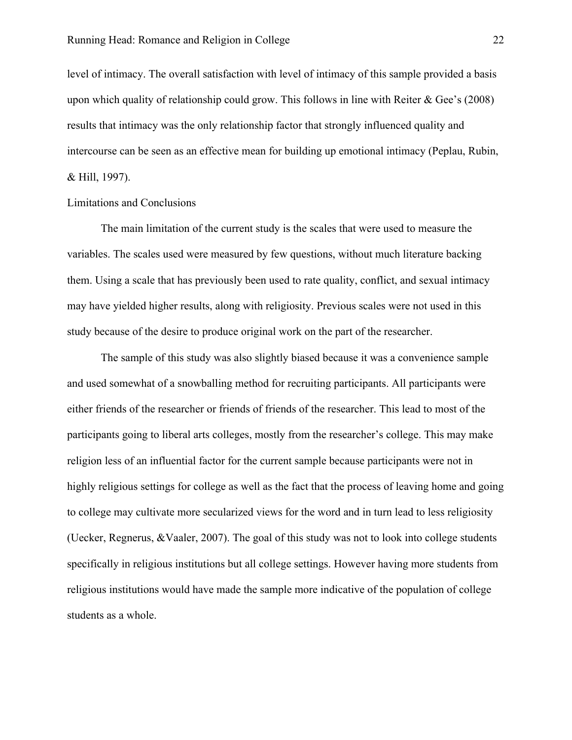level of intimacy. The overall satisfaction with level of intimacy of this sample provided a basis upon which quality of relationship could grow. This follows in line with Reiter & Gee's (2008) results that intimacy was the only relationship factor that strongly influenced quality and intercourse can be seen as an effective mean for building up emotional intimacy (Peplau, Rubin, & Hill, 1997).

## Limitations and Conclusions

The main limitation of the current study is the scales that were used to measure the variables. The scales used were measured by few questions, without much literature backing them. Using a scale that has previously been used to rate quality, conflict, and sexual intimacy may have yielded higher results, along with religiosity. Previous scales were not used in this study because of the desire to produce original work on the part of the researcher.

The sample of this study was also slightly biased because it was a convenience sample and used somewhat of a snowballing method for recruiting participants. All participants were either friends of the researcher or friends of friends of the researcher. This lead to most of the participants going to liberal arts colleges, mostly from the researcher's college. This may make religion less of an influential factor for the current sample because participants were not in highly religious settings for college as well as the fact that the process of leaving home and going to college may cultivate more secularized views for the word and in turn lead to less religiosity (Uecker, Regnerus, &Vaaler, 2007). The goal of this study was not to look into college students specifically in religious institutions but all college settings. However having more students from religious institutions would have made the sample more indicative of the population of college students as a whole.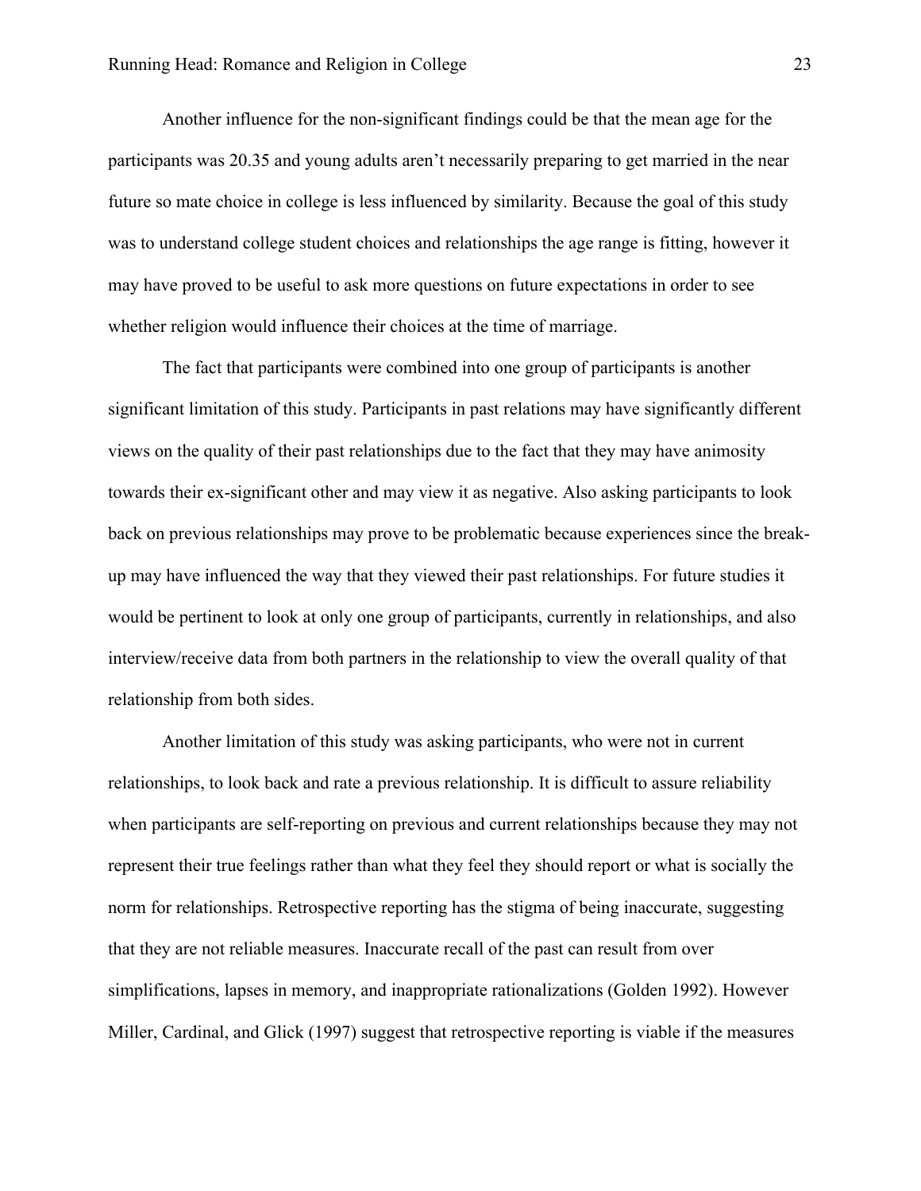Another influence for the non-significant findings could be that the mean age for the participants was 20.35 and young adults aren't necessarily preparing to get married in the near future so mate choice in college is less influenced by similarity. Because the goal of this study was to understand college student choices and relationships the age range is fitting, however it may have proved to be useful to ask more questions on future expectations in order to see whether religion would influence their choices at the time of marriage.

The fact that participants were combined into one group of participants is another significant limitation of this study. Participants in past relations may have significantly different views on the quality of their past relationships due to the fact that they may have animosity towards their ex-significant other and may view it as negative. Also asking participants to look back on previous relationships may prove to be problematic because experiences since the break-up may have influenced the way that they viewed their past relationships. For future studies it would be pertinent to look at only one group of participants, currently in relationships, and also interview/receive data from both partners in the relationship to view the overall quality of that relationship from both sides.

Another limitation of this study was asking participants, who were not in current relationships, to look back and rate a previous relationship. It is difficult to assure reliability when participants are self-reporting on previous and current relationships because they may not represent their true feelings rather than what they feel they should report or what is socially the norm for relationships. Retrospective reporting has the stigma of being inaccurate, suggesting that they are not reliable measures. Inaccurate recall of the past can result from over simplifications, lapses in memory, and inappropriate rationalizations (Golden 1992). However Miller, Cardinal, and Glick (1997) suggest that retrospective reporting is viable if the measures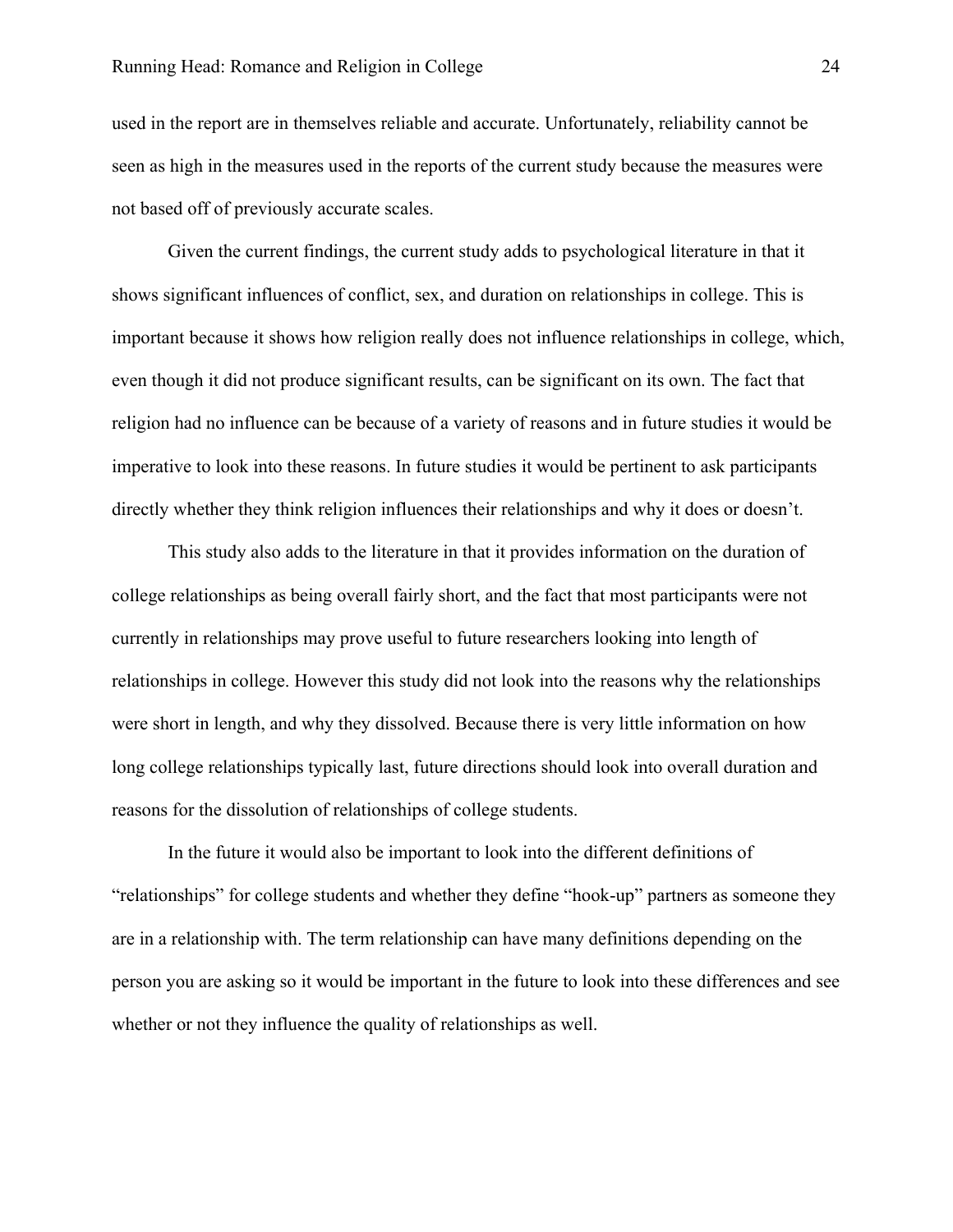used in the report are in themselves reliable and accurate. Unfortunately, reliability cannot be seen as high in the measures used in the reports of the current study because the measures were not based off of previously accurate scales.

Given the current findings, the current study adds to psychological literature in that it shows significant influences of conflict, sex, and duration on relationships in college. This is important because it shows how religion really does not influence relationships in college, which, even though it did not produce significant results, can be significant on its own. The fact that religion had no influence can be because of a variety of reasons and in future studies it would be imperative to look into these reasons. In future studies it would be pertinent to ask participants directly whether they think religion influences their relationships and why it does or doesn't.

This study also adds to the literature in that it provides information on the duration of college relationships as being overall fairly short, and the fact that most participants were not currently in relationships may prove useful to future researchers looking into length of relationships in college. However this study did not look into the reasons why the relationships were short in length, and why they dissolved. Because there is very little information on how long college relationships typically last, future directions should look into overall duration and reasons for the dissolution of relationships of college students.

In the future it would also be important to look into the different definitions of "relationships" for college students and whether they define "hook-up" partners as someone they are in a relationship with. The term relationship can have many definitions depending on the person you are asking so it would be important in the future to look into these differences and see whether or not they influence the quality of relationships as well.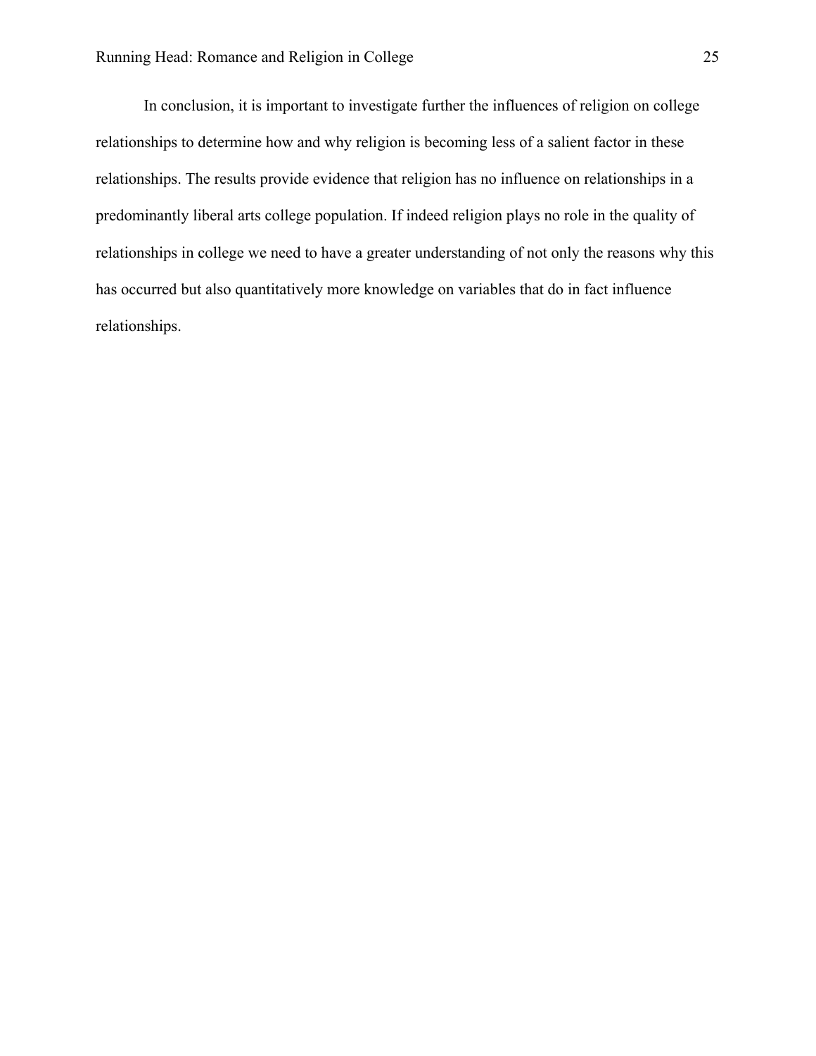In conclusion, it is important to investigate further the influences of religion on college relationships to determine how and why religion is becoming less of a salient factor in these relationships. The results provide evidence that religion has no influence on relationships in a predominantly liberal arts college population. If indeed religion plays no role in the quality of relationships in college we need to have a greater understanding of not only the reasons why this has occurred but also quantitatively more knowledge on variables that do in fact influence relationships.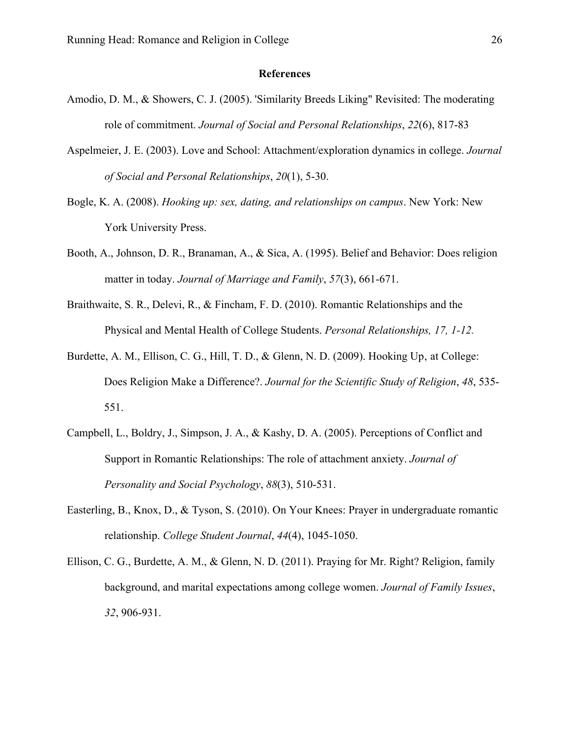# References

Amodio, D. M., & Showers, C. J. (2005). 'Similarity Breeds Liking" Revisited: The moderating role of commitment. *Journal of Social and Personal Relationships*, *22*(6), 817-83

Aspelmeier, J. E. (2003). Love and School: Attachment/exploration dynamics in college. *Journal of Social and Personal Relationships*, *20*(1), 5-30.

Bogle, K. A. (2008). *Hooking up: sex, dating, and relationships on campus*. New York: New York University Press.

Booth, A., Johnson, D. R., Branaman, A., & Sica, A. (1995). Belief and Behavior: Does religion matter in today. *Journal of Marriage and Family*, *57*(3), 661-671.

Braithwaite, S. R., Delevi, R., & Fincham, F. D. (2010). Romantic Relationships and the Physical and Mental Health of College Students. *Personal Relationships, 17, 1-12.*

Burdette, A. M., Ellison, C. G., Hill, T. D., & Glenn, N. D. (2009). Hooking Up, at College: Does Religion Make a Difference?. *Journal for the Scientific Study of Religion*, *48*, 535-551.

Campbell, L., Boldry, J., Simpson, J. A., & Kashy, D. A. (2005). Perceptions of Conflict and Support in Romantic Relationships: The role of attachment anxiety. *Journal of Personality and Social Psychology*, *88*(3), 510-531.

Easterling, B., Knox, D., & Tyson, S. (2010). On Your Knees: Prayer in undergraduate romantic relationship. *College Student Journal*, *44*(4), 1045-1050.

Ellison, C. G., Burdette, A. M., & Glenn, N. D. (2011). Praying for Mr. Right? Religion, family background, and marital expectations among college women. *Journal of Family Issues*, *32*, 906-931.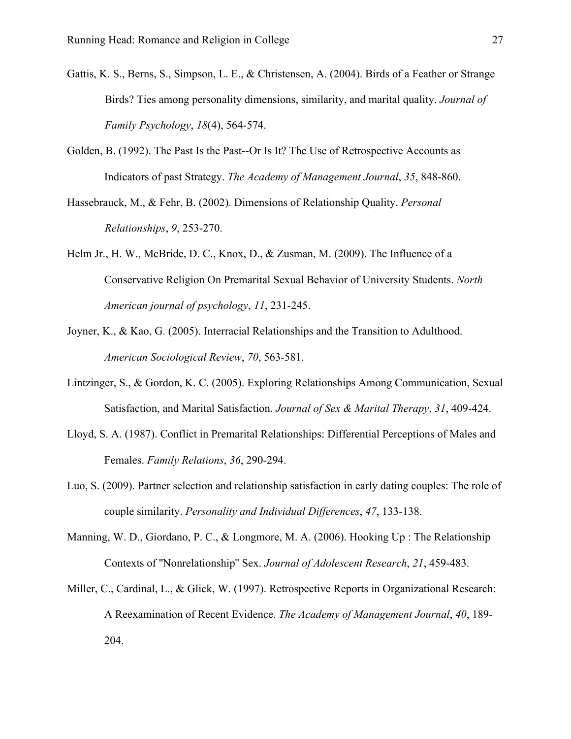Gattis, K. S., Berns, S., Simpson, L. E., & Christensen, A. (2004). Birds of a Feather or Strange Birds? Ties among personality dimensions, similarity, and marital quality. *Journal of Family Psychology*, *18*(4), 564-574.

Golden, B. (1992). The Past Is the Past--Or Is It? The Use of Retrospective Accounts as Indicators of past Strategy. *The Academy of Management Journal*, *35*, 848-860.

Hassebrauck, M., & Fehr, B. (2002). Dimensions of Relationship Quality. *Personal Relationships*, *9*, 253-270.

Helm Jr., H. W., McBride, D. C., Knox, D., & Zusman, M. (2009). The Influence of a Conservative Religion On Premarital Sexual Behavior of University Students. *North American journal of psychology*, *11*, 231-245.

Joyner, K., & Kao, G. (2005). Interracial Relationships and the Transition to Adulthood. *American Sociological Review*, *70*, 563-581.

Lintzinger, S., & Gordon, K. C. (2005). Exploring Relationships Among Communication, Sexual Satisfaction, and Marital Satisfaction. *Journal of Sex & Marital Therapy*, *31*, 409-424.

Lloyd, S. A. (1987). Conflict in Premarital Relationships: Differential Perceptions of Males and Females. *Family Relations*, *36*, 290-294.

Luo, S. (2009). Partner selection and relationship satisfaction in early dating couples: The role of couple similarity. *Personality and Individual Differences*, *47*, 133-138.

Manning, W. D., Giordano, P. C., & Longmore, M. A. (2006). Hooking Up : The Relationship Contexts of "Nonrelationship" Sex. *Journal of Adolescent Research*, *21*, 459-483.

Miller, C., Cardinal, L., & Glick, W. (1997). Retrospective Reports in Organizational Research: A Reexamination of Recent Evidence. *The Academy of Management Journal*, *40*, 189-204.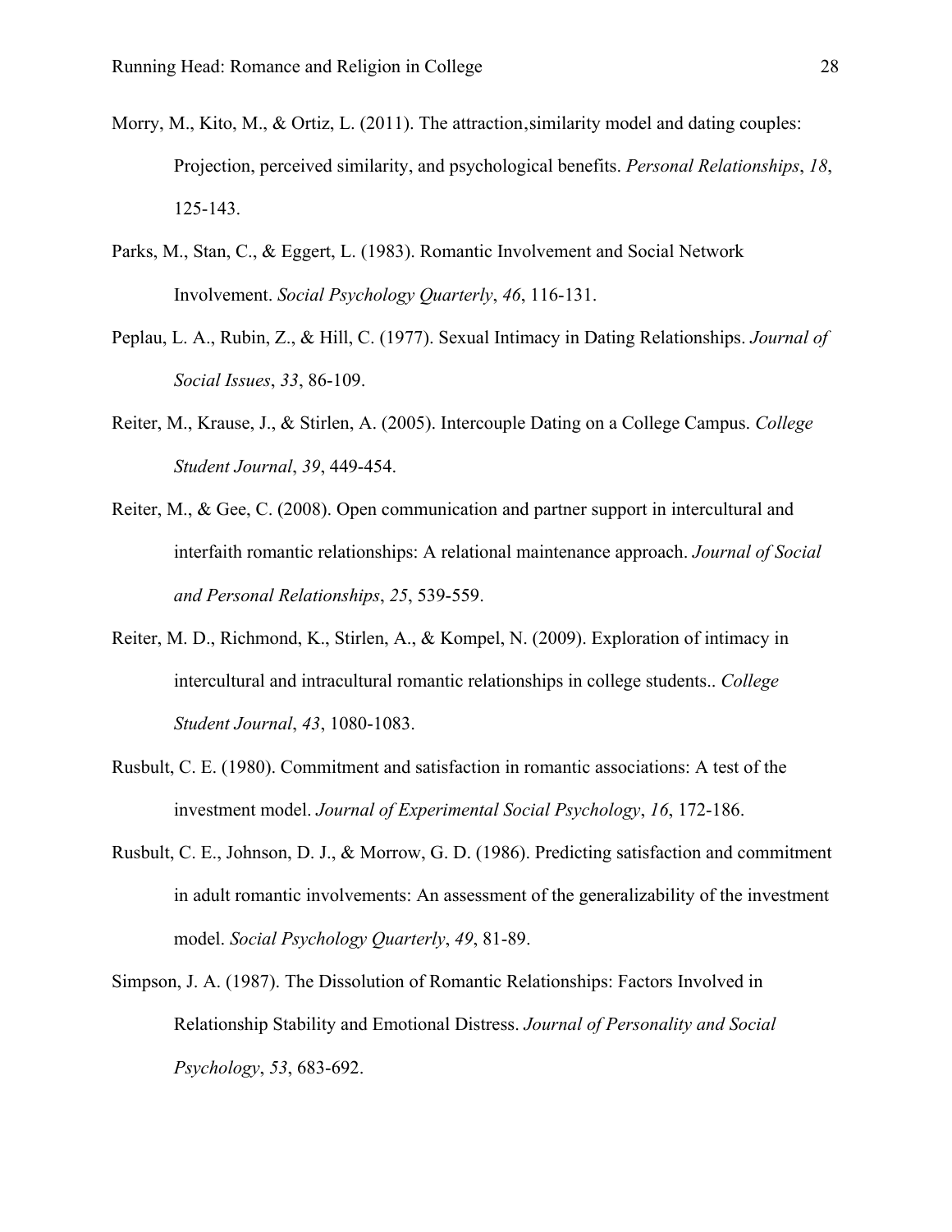Morry, M., Kito, M., & Ortiz, L. (2011). The attraction‚similarity model and dating couples: Projection, perceived similarity, and psychological benefits. *Personal Relationships*, *18*, 125-143.

Parks, M., Stan, C., & Eggert, L. (1983). Romantic Involvement and Social Network Involvement. *Social Psychology Quarterly*, *46*, 116-131.

Peplau, L. A., Rubin, Z., & Hill, C. (1977). Sexual Intimacy in Dating Relationships. *Journal of Social Issues*, *33*, 86-109.

Reiter, M., Krause, J., & Stirlen, A. (2005). Intercouple Dating on a College Campus. *College Student Journal*, *39*, 449-454.

Reiter, M., & Gee, C. (2008). Open communication and partner support in intercultural and interfaith romantic relationships: A relational maintenance approach. *Journal of Social and Personal Relationships*, *25*, 539-559.

Reiter, M. D., Richmond, K., Stirlen, A., & Kompel, N. (2009). Exploration of intimacy in intercultural and intracultural romantic relationships in college students.. *College Student Journal*, *43*, 1080-1083.

Rusbult, C. E. (1980). Commitment and satisfaction in romantic associations: A test of the investment model. *Journal of Experimental Social Psychology*, *16*, 172-186.

Rusbult, C. E., Johnson, D. J., & Morrow, G. D. (1986). Predicting satisfaction and commitment in adult romantic involvements: An assessment of the generalizability of the investment model. *Social Psychology Quarterly*, *49*, 81-89.

Simpson, J. A. (1987). The Dissolution of Romantic Relationships: Factors Involved in Relationship Stability and Emotional Distress. *Journal of Personality and Social Psychology*, *53*, 683-692.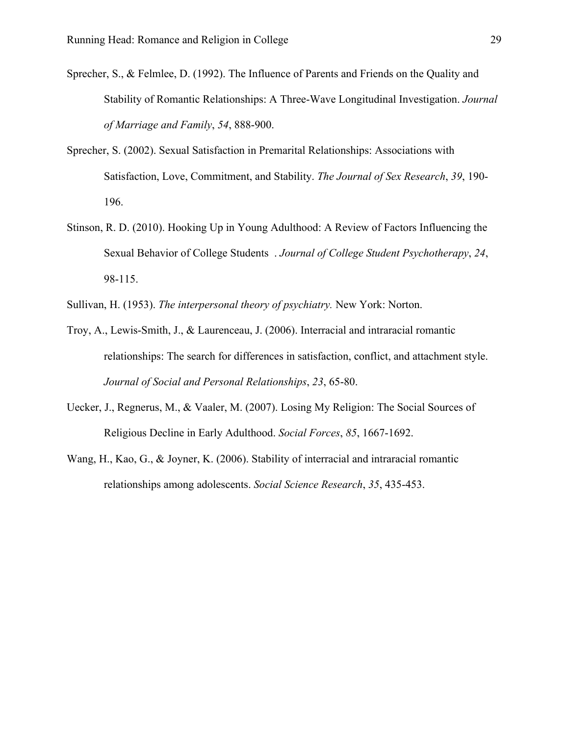Sprecher, S., & Felmlee, D. (1992). The Influence of Parents and Friends on the Quality and Stability of Romantic Relationships: A Three-Wave Longitudinal Investigation. *Journal of Marriage and Family*, *54*, 888-900.

Sprecher, S. (2002). Sexual Satisfaction in Premarital Relationships: Associations with Satisfaction, Love, Commitment, and Stability. *The Journal of Sex Research*, *39*, 190-196.

Stinson, R. D. (2010). Hooking Up in Young Adulthood: A Review of Factors Influencing the Sexual Behavior of College Students . *Journal of College Student Psychotherapy*, *24*, 98-115.

Sullivan, H. (1953). *The interpersonal theory of psychiatry.* New York: Norton.

Troy, A., Lewis-Smith, J., & Laurenceau, J. (2006). Interracial and intraracial romantic relationships: The search for differences in satisfaction, conflict, and attachment style. *Journal of Social and Personal Relationships*, *23*, 65-80.

Uecker, J., Regnerus, M., & Vaaler, M. (2007). Losing My Religion: The Social Sources of Religious Decline in Early Adulthood. *Social Forces*, *85*, 1667-1692.

Wang, H., Kao, G., & Joyner, K. (2006). Stability of interracial and intraracial romantic relationships among adolescents. *Social Science Research*, *35*, 435-453.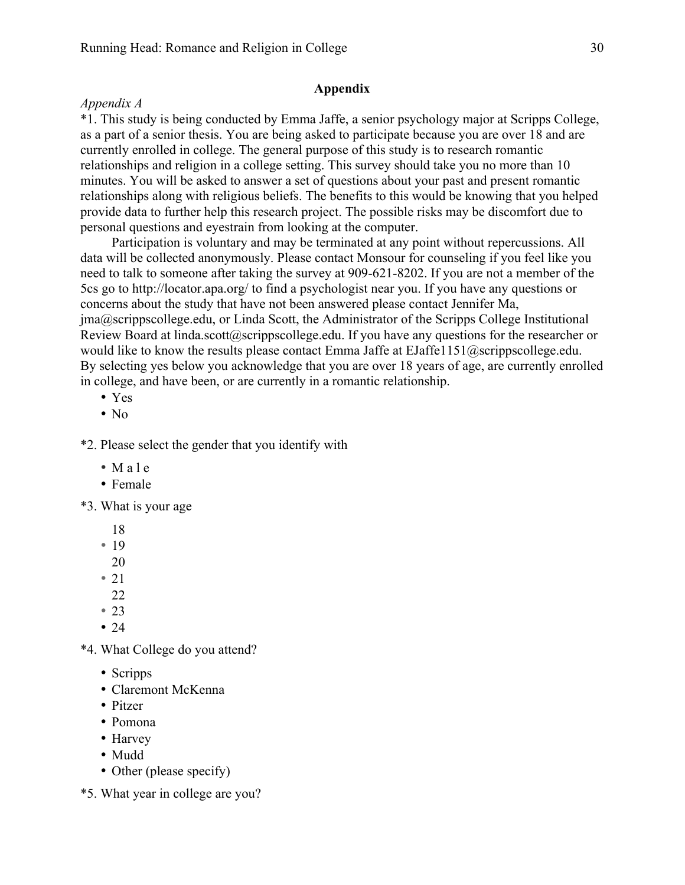## Appendix

*Appendix A*

*1. This study is being conducted by Emma Jaffe, a senior psychology major at Scripps College, as a part of a senior thesis. You are being asked to participate because you are over 18 and are currently enrolled in college. The general purpose of this study is to research romantic relationships and religion in a college setting. This survey should take you no more than 10 minutes. You will be asked to answer a set of questions about your past and present romantic relationships along with religious beliefs. The benefits to this would be knowing that you helped provide data to further help this research project. The possible risks may be discomfort due to personal questions and eyestrain from looking at the computer.

Participation is voluntary and may be terminated at any point without repercussions. All data will be collected anonymously. Please contact Monsour for counseling if you feel like you need to talk to someone after taking the survey at 909-621-8202. If you are not a member of the 5cs go to http://locator.apa.org/ to find a psychologist near you. If you have any questions or concerns about the study that have not been answered please contact Jennifer Ma, jma@scrippscollege.edu, or Linda Scott, the Administrator of the Scripps College Institutional Review Board at linda.scott@scrippscollege.edu. If you have any questions for the researcher or would like to know the results please contact Emma Jaffe at EJaffe1151@scrippscollege.edu. By selecting yes below you acknowledge that you are over 18 years of age, are currently enrolled in college, and have been, or are currently in a romantic relationship.

- Yes
- No

*2. Please select the gender that you identify with

- Male
- Female

*3. What is your age

- 18
- 19
- 20
- 21
- 22
- 23
- 24

*4. What College do you attend?

- Scripps
- Claremont McKenna
- Pitzer
- Pomona
- Harvey
- Mudd
- Other (please specify)

*5. What year in college are you?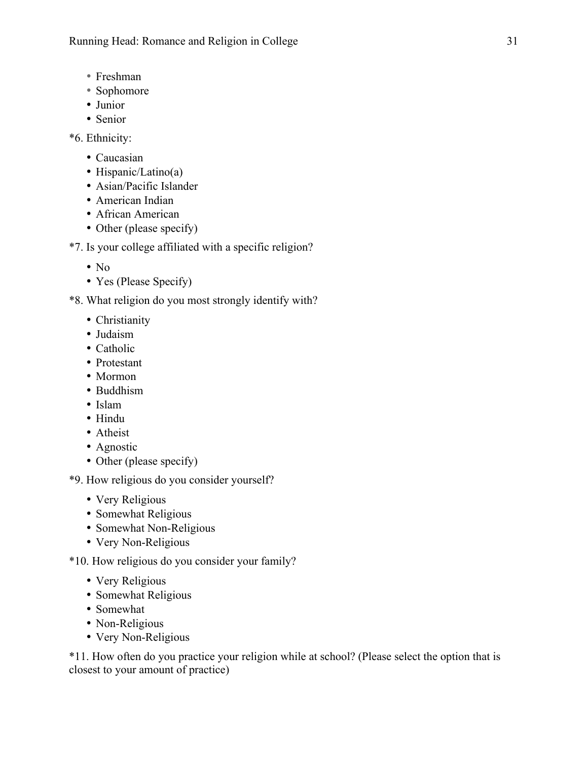- Freshman
- Sophomore
- Junior
- Senior

*6. Ethnicity:

- Caucasian
- Hispanic/Latino(a)
- Asian/Pacific Islander
- American Indian
- African American
- Other (please specify)

*7. Is your college affiliated with a specific religion?

- No
- Yes (Please Specify)

*8. What religion do you most strongly identify with?

- Christianity
- Judaism
- Catholic
- Protestant
- Mormon
- Buddhism
- Islam
- Hindu
- Atheist
- Agnostic
- Other (please specify)

*9. How religious do you consider yourself?

- Very Religious
- Somewhat Religious
- Somewhat Non-Religious
- Very Non-Religious

*10. How religious do you consider your family?

- Very Religious
- Somewhat Religious
- Somewhat
- Non-Religious
- Very Non-Religious

*11. How often do you practice your religion while at school? (Please select the option that is closest to your amount of practice)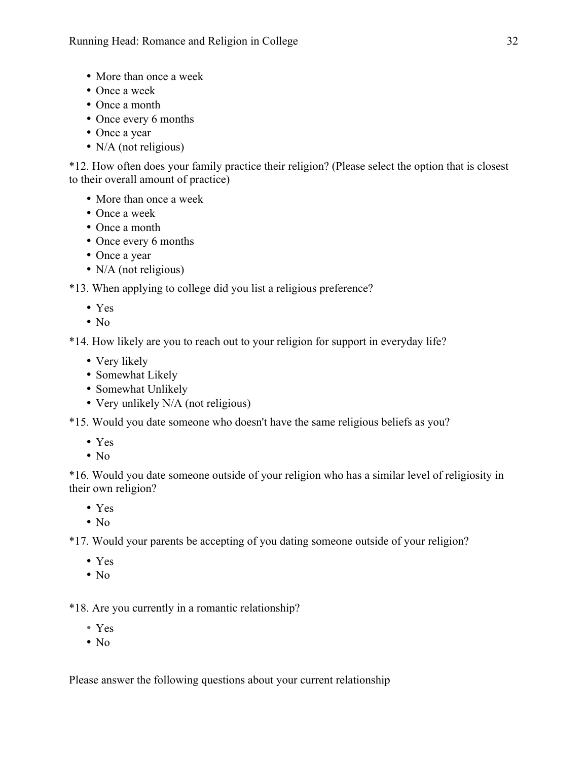- More than once a week
- Once a week
- Once a month
- Once every 6 months
- Once a year
- N/A (not religious)

*12. How often does your family practice their religion? (Please select the option that is closest to their overall amount of practice)

- More than once a week
- Once a week
- Once a month
- Once every 6 months
- Once a year
- N/A (not religious)

*13. When applying to college did you list a religious preference?

- Yes
- No

*14. How likely are you to reach out to your religion for support in everyday life?

- Very likely
- Somewhat Likely
- Somewhat Unlikely
- Very unlikely N/A (not religious)

*15. Would you date someone who doesn't have the same religious beliefs as you?

- Yes
- No

*16. Would you date someone outside of your religion who has a similar level of religiosity in their own religion?

- Yes
- No

*17. Would your parents be accepting of you dating someone outside of your religion?

- Yes
- No

*18. Are you currently in a romantic relationship?

- Yes
- No

Please answer the following questions about your current relationship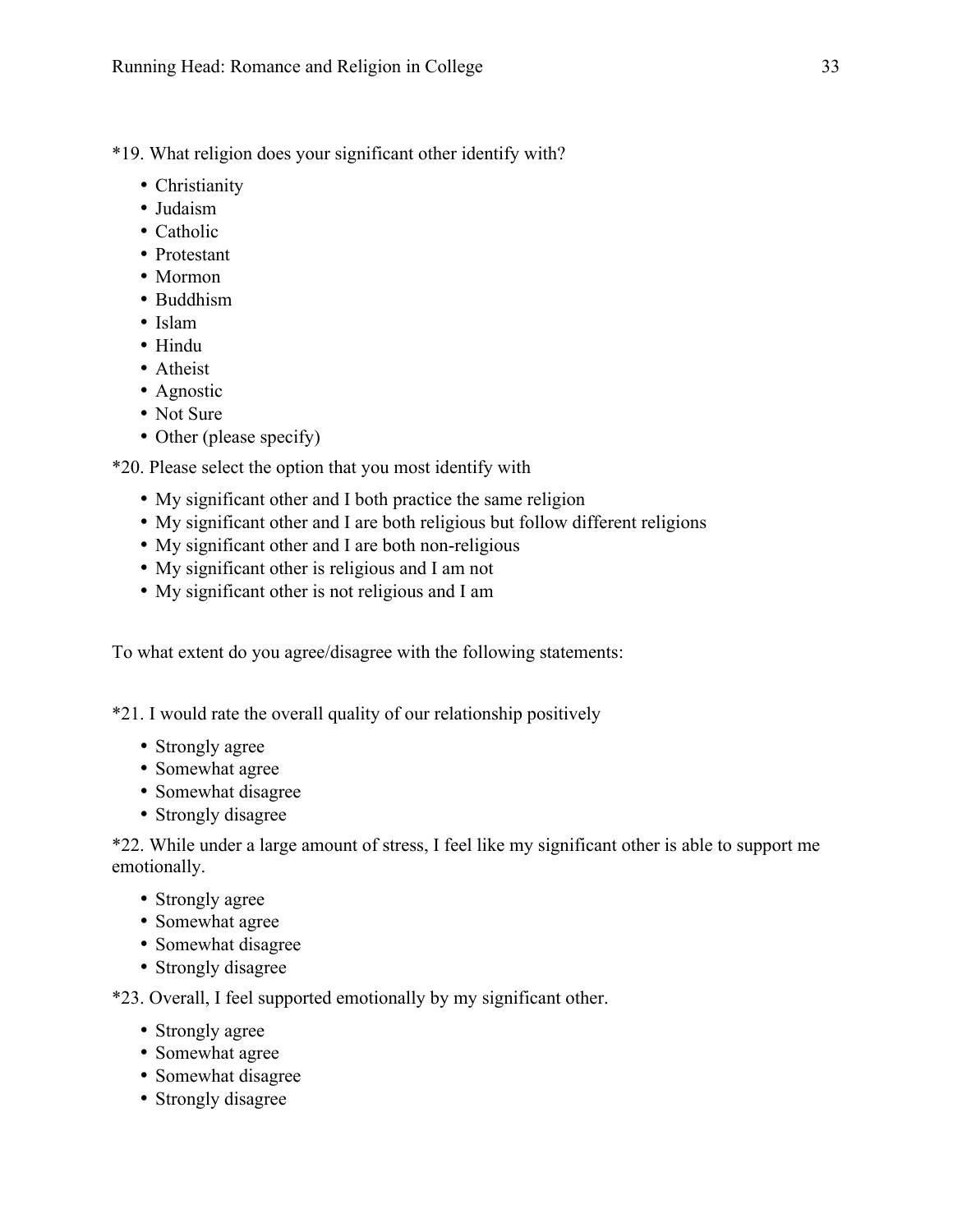*19. What religion does your significant other identify with?

- Christianity
- Judaism
- Catholic
- Protestant
- Mormon
- Buddhism
- Islam
- Hindu
- Atheist
- Agnostic
- Not Sure
- Other (please specify)

*20. Please select the option that you most identify with

- My significant other and I both practice the same religion
- My significant other and I are both religious but follow different religions
- My significant other and I are both non-religious
- My significant other is religious and I am not
- My significant other is not religious and I am

To what extent do you agree/disagree with the following statements:

*21. I would rate the overall quality of our relationship positively

- Strongly agree
- Somewhat agree
- Somewhat disagree
- Strongly disagree

*22. While under a large amount of stress, I feel like my significant other is able to support me emotionally.

- Strongly agree
- Somewhat agree
- Somewhat disagree
- Strongly disagree

*23. Overall, I feel supported emotionally by my significant other.

- Strongly agree
- Somewhat agree
- Somewhat disagree
- Strongly disagree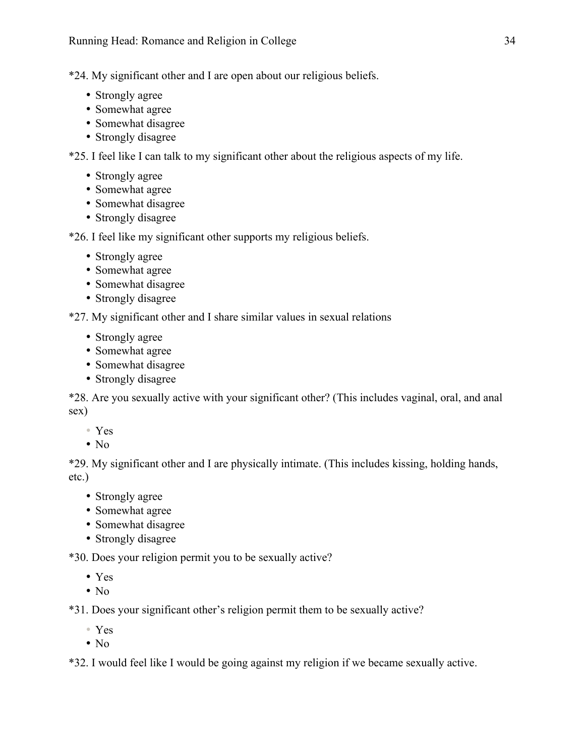*24. My significant other and I are open about our religious beliefs.

- Strongly agree
- Somewhat agree
- Somewhat disagree
- Strongly disagree

*25. I feel like I can talk to my significant other about the religious aspects of my life.

- Strongly agree
- Somewhat agree
- Somewhat disagree
- Strongly disagree

*26. I feel like my significant other supports my religious beliefs.

- Strongly agree
- Somewhat agree
- Somewhat disagree
- Strongly disagree

*27. My significant other and I share similar values in sexual relations

- Strongly agree
- Somewhat agree
- Somewhat disagree
- Strongly disagree

*28. Are you sexually active with your significant other? (This includes vaginal, oral, and anal sex)

- Yes
- No

*29. My significant other and I are physically intimate. (This includes kissing, holding hands, etc.)

- Strongly agree
- Somewhat agree
- Somewhat disagree
- Strongly disagree

*30. Does your religion permit you to be sexually active?

- Yes
- No

*31. Does your significant other's religion permit them to be sexually active?

- Yes
- No

*32. I would feel like I would be going against my religion if we became sexually active.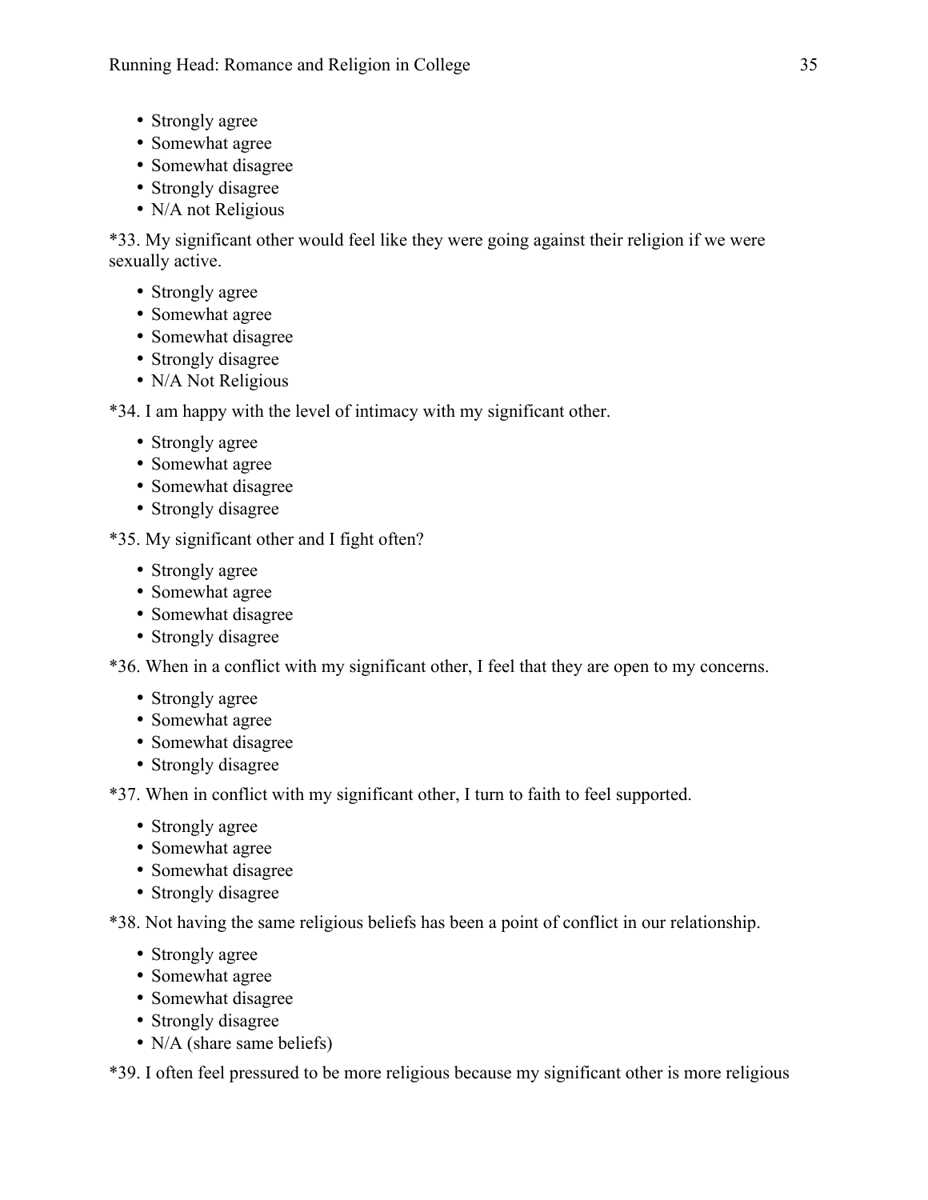- Strongly agree
- Somewhat agree
- Somewhat disagree
- Strongly disagree
- N/A not Religious

*33. My significant other would feel like they were going against their religion if we were sexually active.

- Strongly agree
- Somewhat agree
- Somewhat disagree
- Strongly disagree
- N/A Not Religious

*34. I am happy with the level of intimacy with my significant other.

- Strongly agree
- Somewhat agree
- Somewhat disagree
- Strongly disagree

*35. My significant other and I fight often?

- Strongly agree
- Somewhat agree
- Somewhat disagree
- Strongly disagree

*36. When in a conflict with my significant other, I feel that they are open to my concerns.

- Strongly agree
- Somewhat agree
- Somewhat disagree
- Strongly disagree

*37. When in conflict with my significant other, I turn to faith to feel supported.

- Strongly agree
- Somewhat agree
- Somewhat disagree
- Strongly disagree

*38. Not having the same religious beliefs has been a point of conflict in our relationship.

- Strongly agree
- Somewhat agree
- Somewhat disagree
- Strongly disagree
- N/A (share same beliefs)

*39. I often feel pressured to be more religious because my significant other is more religious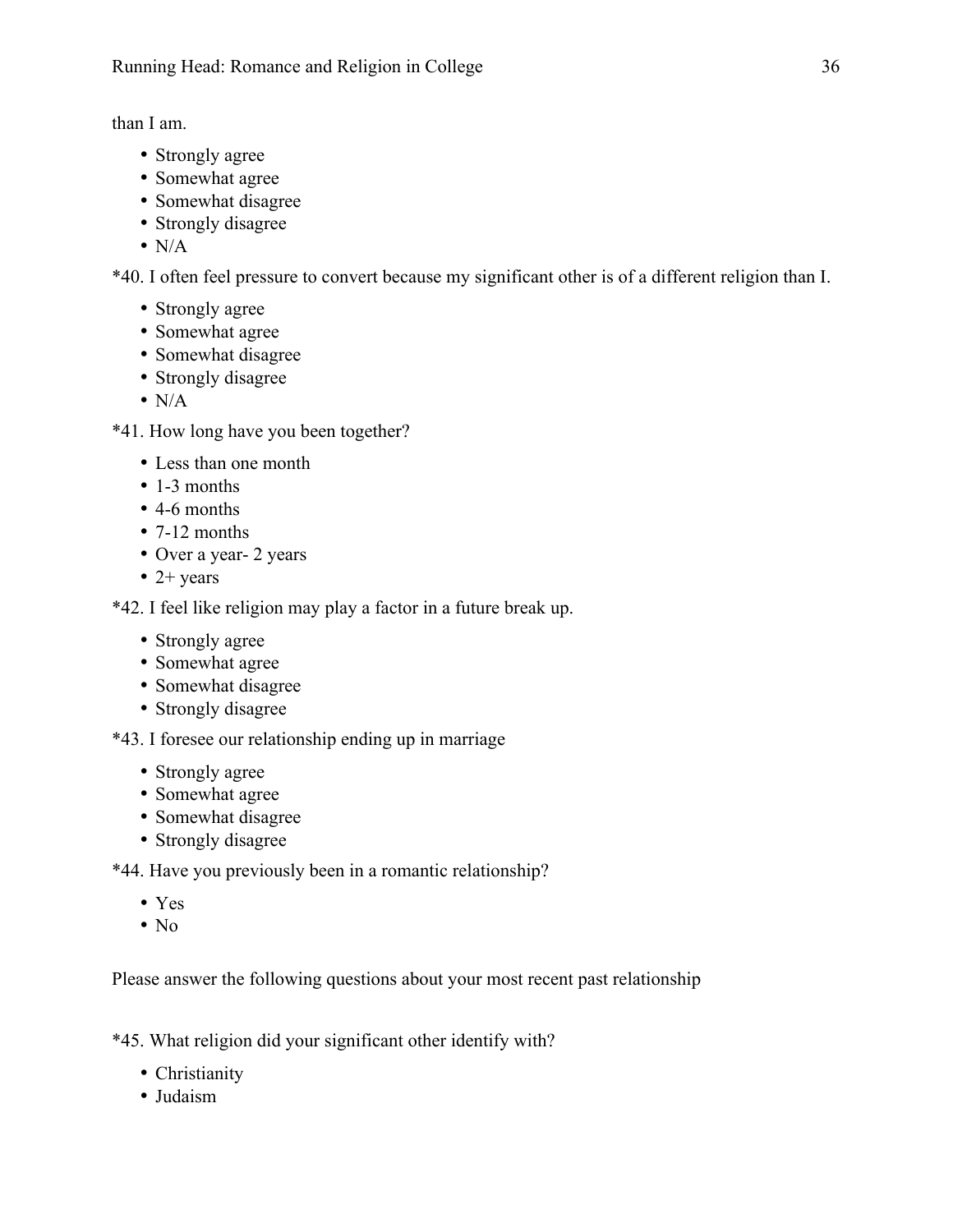than I am.

- Strongly agree
- Somewhat agree
- Somewhat disagree
- Strongly disagree
- N/A

*40. I often feel pressure to convert because my significant other is of a different religion than I.

- Strongly agree
- Somewhat agree
- Somewhat disagree
- Strongly disagree
- N/A

*41. How long have you been together?

- Less than one month
- 1-3 months
- 4-6 months
- 7-12 months
- Over a year- 2 years
- 2+ years

*42. I feel like religion may play a factor in a future break up.

- Strongly agree
- Somewhat agree
- Somewhat disagree
- Strongly disagree

*43. I foresee our relationship ending up in marriage

- Strongly agree
- Somewhat agree
- Somewhat disagree
- Strongly disagree

*44. Have you previously been in a romantic relationship?

- Yes
- No

Please answer the following questions about your most recent past relationship

*45. What religion did your significant other identify with?

- Christianity
- Judaism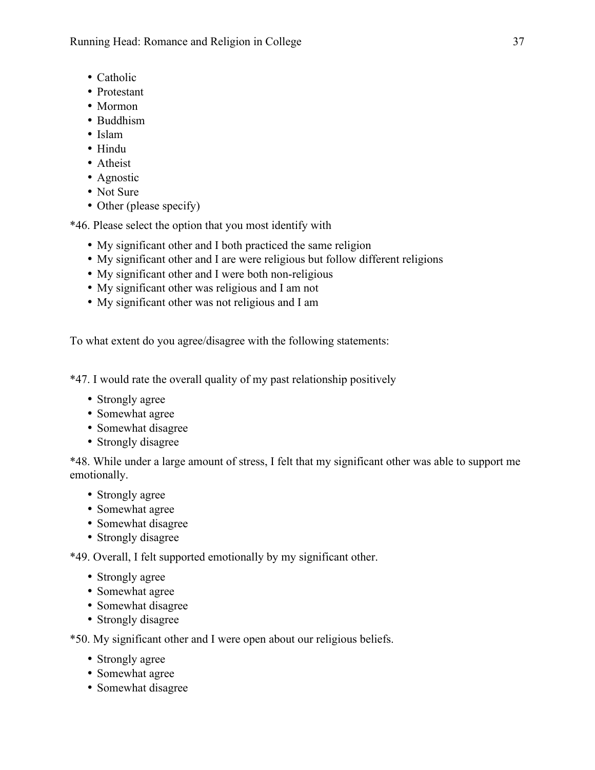- Catholic
- Protestant
- Mormon
- Buddhism
- Islam
- Hindu
- Atheist
- Agnostic
- Not Sure
- Other (please specify)

*46. Please select the option that you most identify with

- My significant other and I both practiced the same religion
- My significant other and I are were religious but follow different religions
- My significant other and I were both non-religious
- My significant other was religious and I am not
- My significant other was not religious and I am

To what extent do you agree/disagree with the following statements:

*47. I would rate the overall quality of my past relationship positively

- Strongly agree
- Somewhat agree
- Somewhat disagree
- Strongly disagree

*48. While under a large amount of stress, I felt that my significant other was able to support me emotionally.

- Strongly agree
- Somewhat agree
- Somewhat disagree
- Strongly disagree

*49. Overall, I felt supported emotionally by my significant other.

- Strongly agree
- Somewhat agree
- Somewhat disagree
- Strongly disagree

*50. My significant other and I were open about our religious beliefs.

- Strongly agree
- Somewhat agree
- Somewhat disagree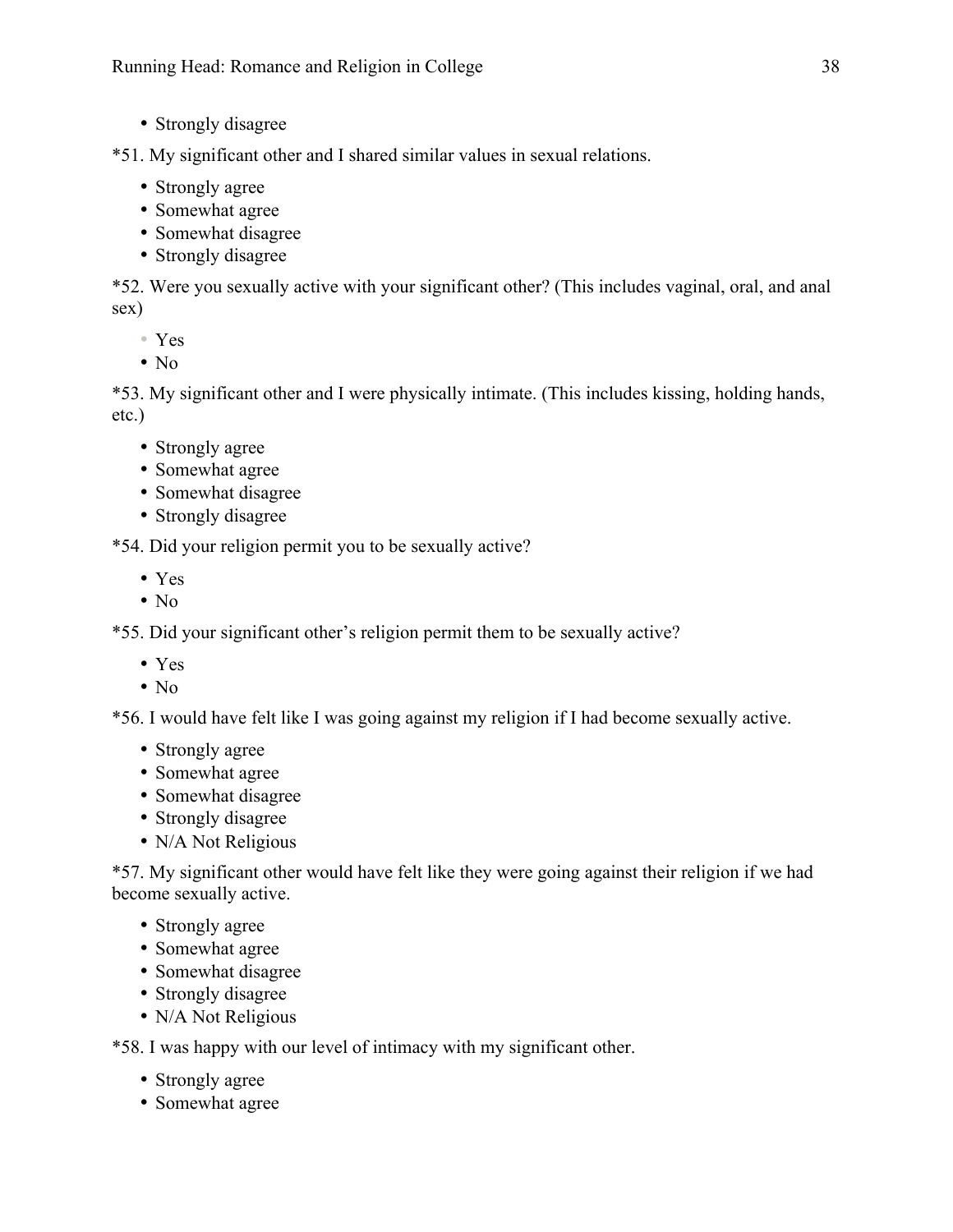- Strongly disagree

*51. My significant other and I shared similar values in sexual relations.

- Strongly agree
- Somewhat agree
- Somewhat disagree
- Strongly disagree

*52. Were you sexually active with your significant other? (This includes vaginal, oral, and anal sex)

- Yes
- No

*53. My significant other and I were physically intimate. (This includes kissing, holding hands, etc.)

- Strongly agree
- Somewhat agree
- Somewhat disagree
- Strongly disagree

*54. Did your religion permit you to be sexually active?

- Yes
- No

*55. Did your significant other's religion permit them to be sexually active?

- Yes
- No

*56. I would have felt like I was going against my religion if I had become sexually active.

- Strongly agree
- Somewhat agree
- Somewhat disagree
- Strongly disagree
- N/A Not Religious

*57. My significant other would have felt like they were going against their religion if we had become sexually active.

- Strongly agree
- Somewhat agree
- Somewhat disagree
- Strongly disagree
- N/A Not Religious

*58. I was happy with our level of intimacy with my significant other.

- Strongly agree
- Somewhat agree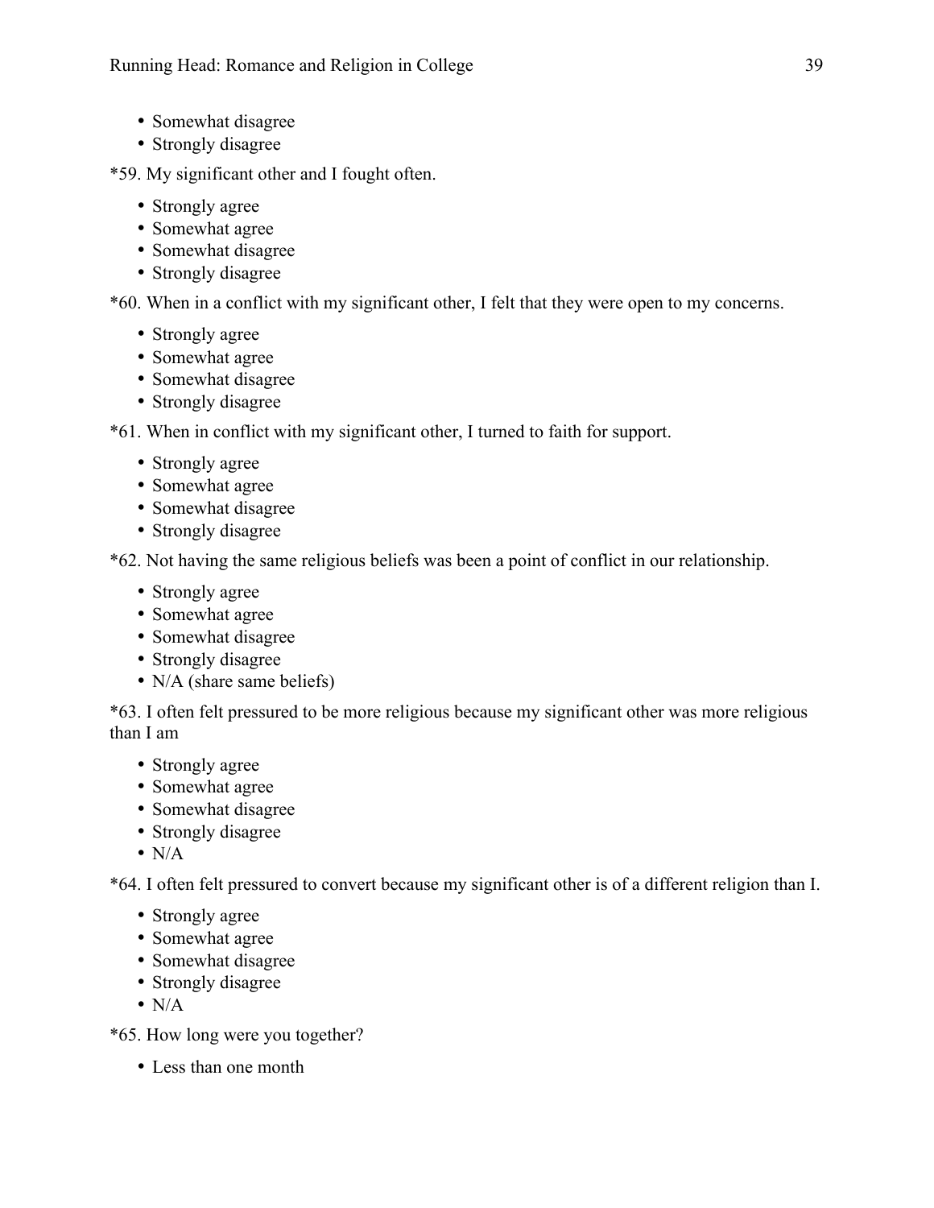- Somewhat disagree
- Strongly disagree

*59. My significant other and I fought often.

- Strongly agree
- Somewhat agree
- Somewhat disagree
- Strongly disagree

*60. When in a conflict with my significant other, I felt that they were open to my concerns.

- Strongly agree
- Somewhat agree
- Somewhat disagree
- Strongly disagree

*61. When in conflict with my significant other, I turned to faith for support.

- Strongly agree
- Somewhat agree
- Somewhat disagree
- Strongly disagree

*62. Not having the same religious beliefs was been a point of conflict in our relationship.

- Strongly agree
- Somewhat agree
- Somewhat disagree
- Strongly disagree
- N/A (share same beliefs)

*63. I often felt pressured to be more religious because my significant other was more religious than I am

- Strongly agree
- Somewhat agree
- Somewhat disagree
- Strongly disagree
- N/A

*64. I often felt pressured to convert because my significant other is of a different religion than I.

- Strongly agree
- Somewhat agree
- Somewhat disagree
- Strongly disagree
- N/A

*65. How long were you together?

- Less than one month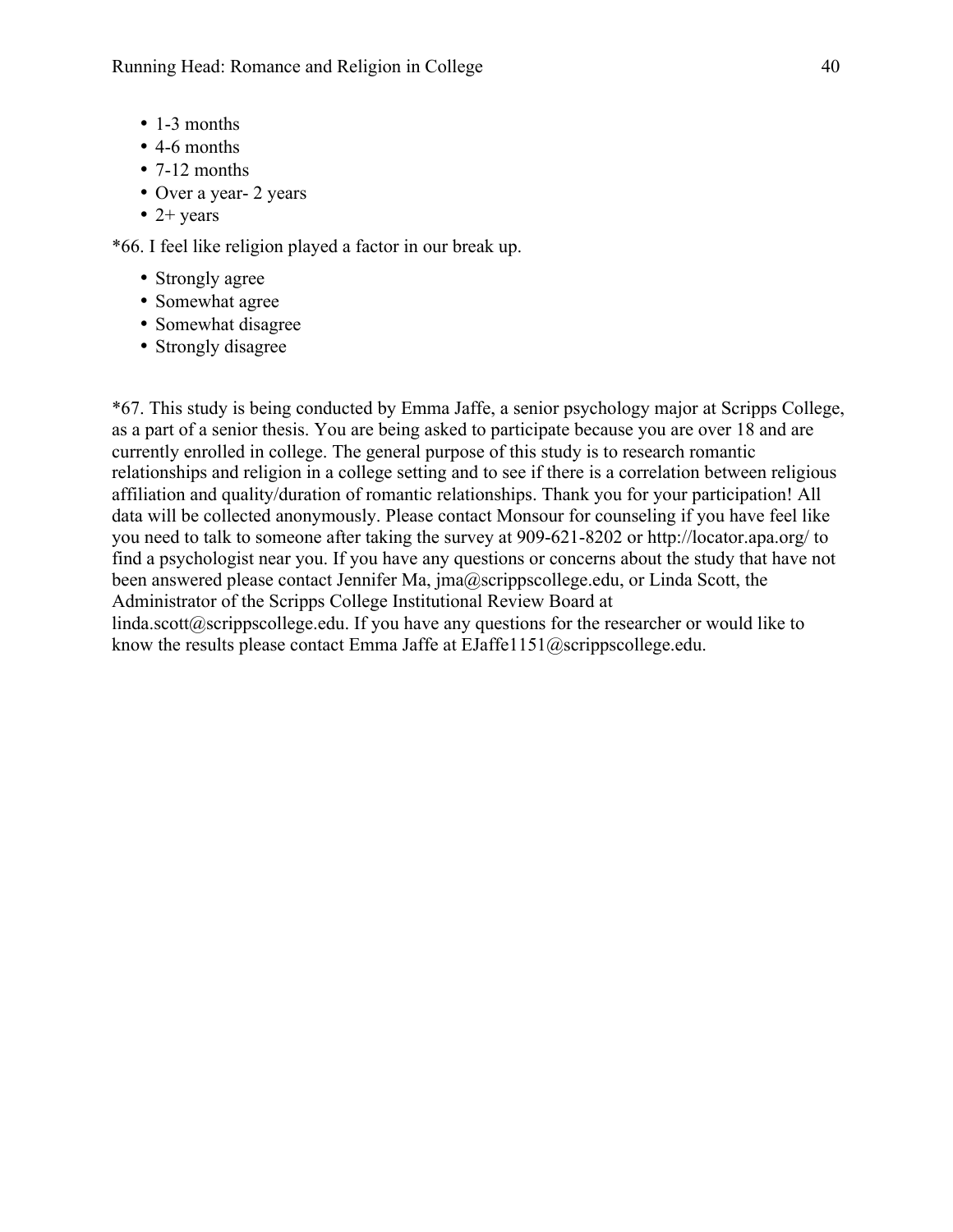- 1-3 months
- 4-6 months
- 7-12 months
- Over a year- 2 years
- 2+ years

*66. I feel like religion played a factor in our break up.

- Strongly agree
- Somewhat agree
- Somewhat disagree
- Strongly disagree

*67. This study is being conducted by Emma Jaffe, a senior psychology major at Scripps College, as a part of a senior thesis. You are being asked to participate because you are over 18 and are currently enrolled in college. The general purpose of this study is to research romantic relationships and religion in a college setting and to see if there is a correlation between religious affiliation and quality/duration of romantic relationships. Thank you for your participation! All data will be collected anonymously. Please contact Monsour for counseling if you have feel like you need to talk to someone after taking the survey at 909-621-8202 or http://locator.apa.org/ to find a psychologist near you. If you have any questions or concerns about the study that have not been answered please contact Jennifer Ma, jma@scrippscollege.edu, or Linda Scott, the Administrator of the Scripps College Institutional Review Board at linda.scott@scrippscollege.edu. If you have any questions for the researcher or would like to know the results please contact Emma Jaffe at EJaffe1151@scrippscollege.edu.